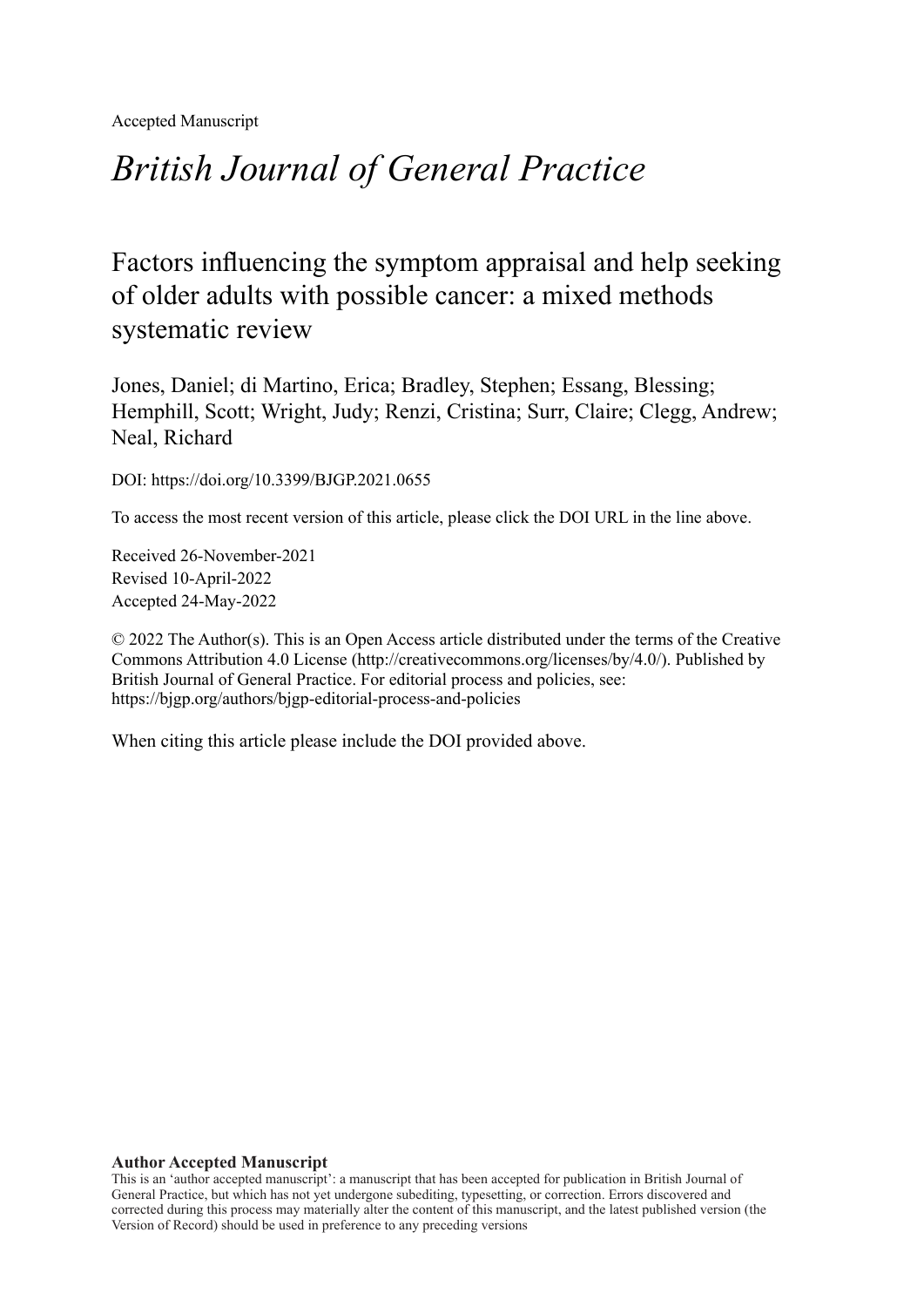Accepted Manuscript

# *British Journal of General Practice*

## Factors influencing the symptom appraisal and help seeking of older adults with possible cancer: a mixed methods systematic review

Jones, Daniel; di Martino, Erica; Bradley, Stephen; Essang, Blessing; Hemphill, Scott; Wright, Judy; Renzi, Cristina; Surr, Claire; Clegg, Andrew; Neal, Richard

DOI: https://doi.org/10.3399/BJGP.2021.0655

To access the most recent version of this article, please click the DOI URL in the line above.

Received 26-November-2021
Revised 10-April-2022
Accepted 24-May-2022

© 2022 The Author(s). This is an Open Access article distributed under the terms of the Creative Commons Attribution 4.0 License (http://creativecommons.org/licenses/by/4.0/). Published by British Journal of General Practice. For editorial process and policies, see: https://bjgp.org/authors/bjgp-editorial-process-and-policies

When citing this article please include the DOI provided above.

**Author Accepted Manuscript**

This is an 'author accepted manuscript': a manuscript that has been accepted for publication in British Journal of General Practice, but which has not yet undergone subediting, typesetting, or correction. Errors discovered and corrected during this process may materially alter the content of this manuscript, and the latest published version (the Version of Record) should be used in preference to any preceding versions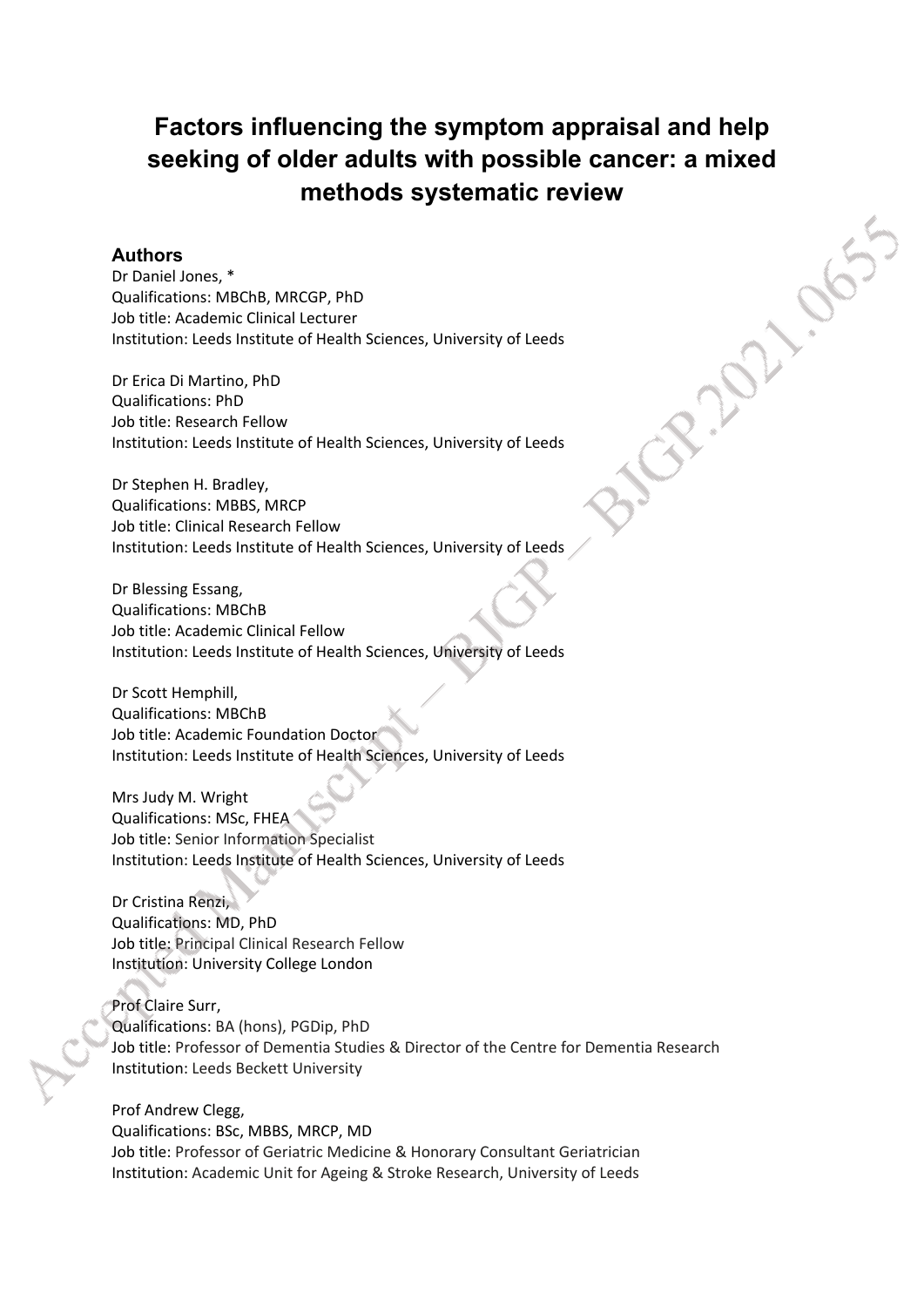# Factors influencing the symptom appraisal and help seeking of older adults with possible cancer: a mixed methods systematic review

## Authors

Dr Daniel Jones, *
Qualifications: MBChB, MRCGP, PhD
Job title: Academic Clinical Lecturer
Institution: Leeds Institute of Health Sciences, University of Leeds

Dr Erica Di Martino, PhD
Qualifications: PhD
Job title: Research Fellow
Institution: Leeds Institute of Health Sciences, University of Leeds

Dr Stephen H. Bradley,
Qualifications: MBBS, MRCP
Job title: Clinical Research Fellow
Institution: Leeds Institute of Health Sciences, University of Leeds

Dr Blessing Essang,
Qualifications: MBChB
Job title: Academic Clinical Fellow
Institution: Leeds Institute of Health Sciences, University of Leeds

Dr Scott Hemphill,
Qualifications: MBChB
Job title: Academic Foundation Doctor
Institution: Leeds Institute of Health Sciences, University of Leeds

Mrs Judy M. Wright
Qualifications: MSc, FHEA
Job title: Senior Information Specialist
Institution: Leeds Institute of Health Sciences, University of Leeds

Dr Cristina Renzi,
Qualifications: MD, PhD
Job title: Principal Clinical Research Fellow
Institution: University College London

Prof Claire Surr,
Qualifications: BA (hons), PGDip, PhD
Job title: Professor of Dementia Studies & Director of the Centre for Dementia Research
Institution: Leeds Beckett University

Prof Andrew Clegg,
Qualifications: BSc, MBBS, MRCP, MD
Job title: Professor of Geriatric Medicine & Honorary Consultant Geriatrician
Institution: Academic Unit for Ageing & Stroke Research, University of Leeds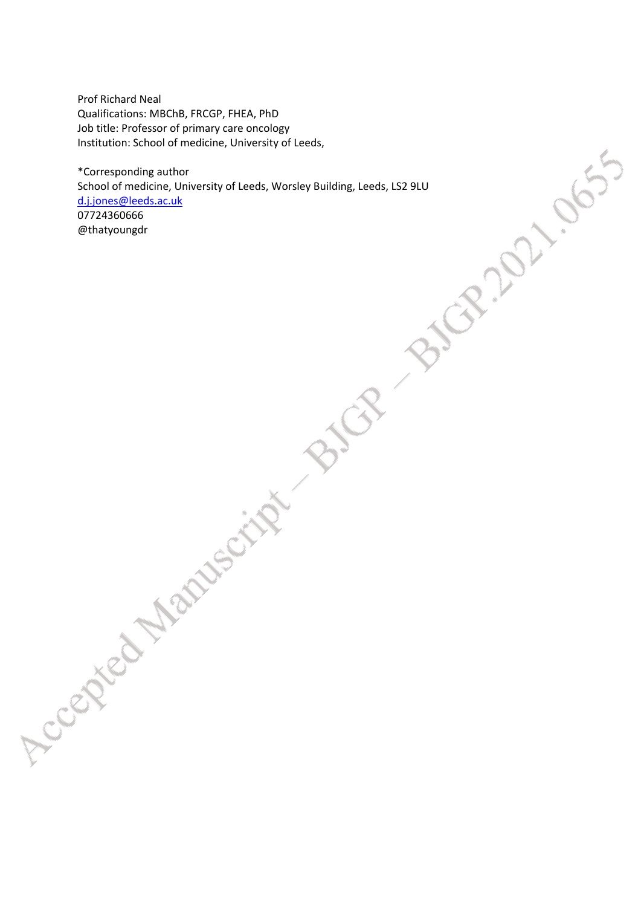Prof Richard Neal
Qualifications: MBChB, FRCGP, FHEA, PhD
Job title: Professor of primary care oncology
Institution: School of medicine, University of Leeds,

*Corresponding author
School of medicine, University of Leeds, Worsley Building, Leeds, LS2 9LU
d.j.jones@leeds.ac.uk
07724360666
@thatyoungdr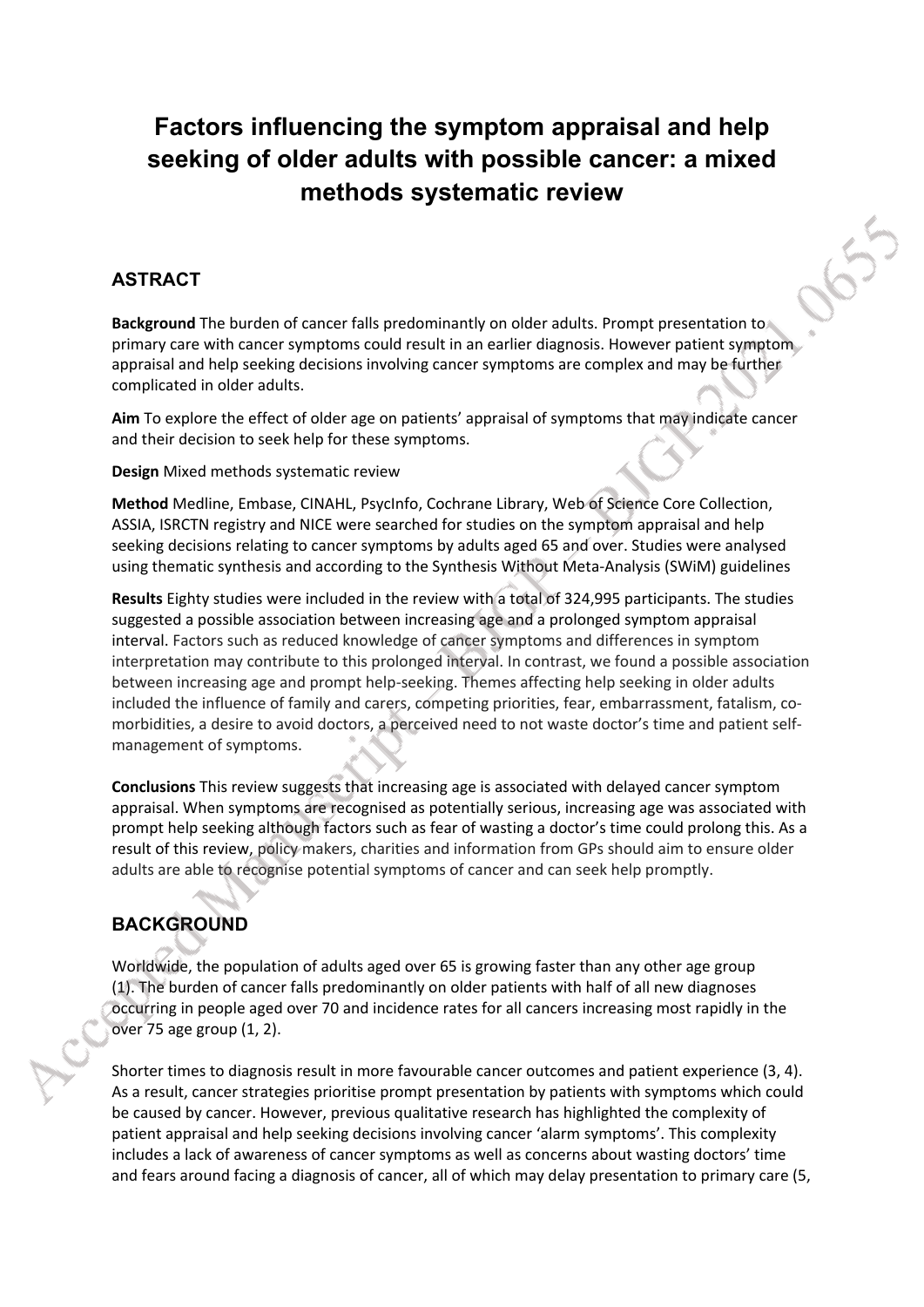# Factors influencing the symptom appraisal and help seeking of older adults with possible cancer: a mixed methods systematic review

## ASTRACT

**Background** The burden of cancer falls predominantly on older adults. Prompt presentation to primary care with cancer symptoms could result in an earlier diagnosis. However patient symptom appraisal and help seeking decisions involving cancer symptoms are complex and may be further complicated in older adults.

**Aim** To explore the effect of older age on patients' appraisal of symptoms that may indicate cancer and their decision to seek help for these symptoms.

**Design** Mixed methods systematic review

**Method** Medline, Embase, CINAHL, PsycInfo, Cochrane Library, Web of Science Core Collection, ASSIA, ISRCTN registry and NICE were searched for studies on the symptom appraisal and help seeking decisions relating to cancer symptoms by adults aged 65 and over. Studies were analysed using thematic synthesis and according to the Synthesis Without Meta-Analysis (SWiM) guidelines

**Results** Eighty studies were included in the review with a total of 324,995 participants. The studies suggested a possible association between increasing age and a prolonged symptom appraisal interval. Factors such as reduced knowledge of cancer symptoms and differences in symptom interpretation may contribute to this prolonged interval. In contrast, we found a possible association between increasing age and prompt help-seeking. Themes affecting help seeking in older adults included the influence of family and carers, competing priorities, fear, embarrassment, fatalism, co-morbidities, a desire to avoid doctors, a perceived need to not waste doctor's time and patient self-management of symptoms.

**Conclusions** This review suggests that increasing age is associated with delayed cancer symptom appraisal. When symptoms are recognised as potentially serious, increasing age was associated with prompt help seeking although factors such as fear of wasting a doctor's time could prolong this. As a result of this review, policy makers, charities and information from GPs should aim to ensure older adults are able to recognise potential symptoms of cancer and can seek help promptly.

## BACKGROUND

Worldwide, the population of adults aged over 65 is growing faster than any other age group (1). The burden of cancer falls predominantly on older patients with half of all new diagnoses occurring in people aged over 70 and incidence rates for all cancers increasing most rapidly in the over 75 age group (1, 2).

Shorter times to diagnosis result in more favourable cancer outcomes and patient experience (3, 4). As a result, cancer strategies prioritise prompt presentation by patients with symptoms which could be caused by cancer. However, previous qualitative research has highlighted the complexity of patient appraisal and help seeking decisions involving cancer 'alarm symptoms'. This complexity includes a lack of awareness of cancer symptoms as well as concerns about wasting doctors' time and fears around facing a diagnosis of cancer, all of which may delay presentation to primary care (5,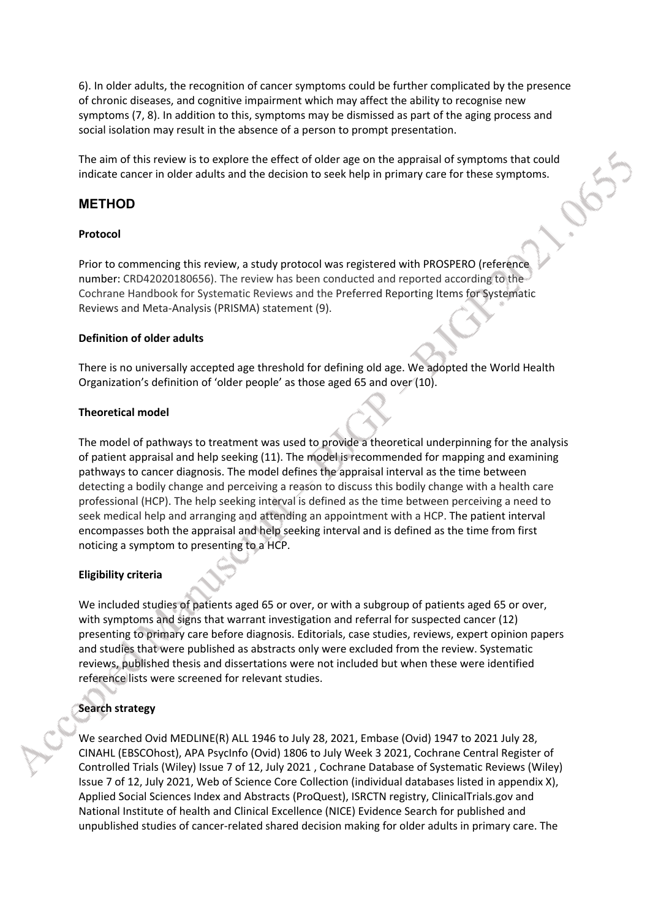6). In older adults, the recognition of cancer symptoms could be further complicated by the presence of chronic diseases, and cognitive impairment which may affect the ability to recognise new symptoms (7, 8). In addition to this, symptoms may be dismissed as part of the aging process and social isolation may result in the absence of a person to prompt presentation.

The aim of this review is to explore the effect of older age on the appraisal of symptoms that could indicate cancer in older adults and the decision to seek help in primary care for these symptoms.

## METHOD

### Protocol

Prior to commencing this review, a study protocol was registered with PROSPERO (reference number: CRD42020180656). The review has been conducted and reported according to the Cochrane Handbook for Systematic Reviews and the Preferred Reporting Items for Systematic Reviews and Meta-Analysis (PRISMA) statement (9).

### Definition of older adults

There is no universally accepted age threshold for defining old age. We adopted the World Health Organization's definition of 'older people' as those aged 65 and over (10).

### Theoretical model

The model of pathways to treatment was used to provide a theoretical underpinning for the analysis of patient appraisal and help seeking (11). The model is recommended for mapping and examining pathways to cancer diagnosis. The model defines the appraisal interval as the time between detecting a bodily change and perceiving a reason to discuss this bodily change with a health care professional (HCP). The help seeking interval is defined as the time between perceiving a need to seek medical help and arranging and attending an appointment with a HCP. The patient interval encompasses both the appraisal and help seeking interval and is defined as the time from first noticing a symptom to presenting to a HCP.

### Eligibility criteria

We included studies of patients aged 65 or over, or with a subgroup of patients aged 65 or over, with symptoms and signs that warrant investigation and referral for suspected cancer (12) presenting to primary care before diagnosis. Editorials, case studies, reviews, expert opinion papers and studies that were published as abstracts only were excluded from the review. Systematic reviews, published thesis and dissertations were not included but when these were identified reference lists were screened for relevant studies.

### Search strategy

We searched Ovid MEDLINE(R) ALL 1946 to July 28, 2021, Embase (Ovid) 1947 to 2021 July 28, CINAHL (EBSCOhost), APA PsycInfo (Ovid) 1806 to July Week 3 2021, Cochrane Central Register of Controlled Trials (Wiley) Issue 7 of 12, July 2021 , Cochrane Database of Systematic Reviews (Wiley) Issue 7 of 12, July 2021, Web of Science Core Collection (individual databases listed in appendix X), Applied Social Sciences Index and Abstracts (ProQuest), ISRCTN registry, ClinicalTrials.gov and National Institute of health and Clinical Excellence (NICE) Evidence Search for published and unpublished studies of cancer-related shared decision making for older adults in primary care. The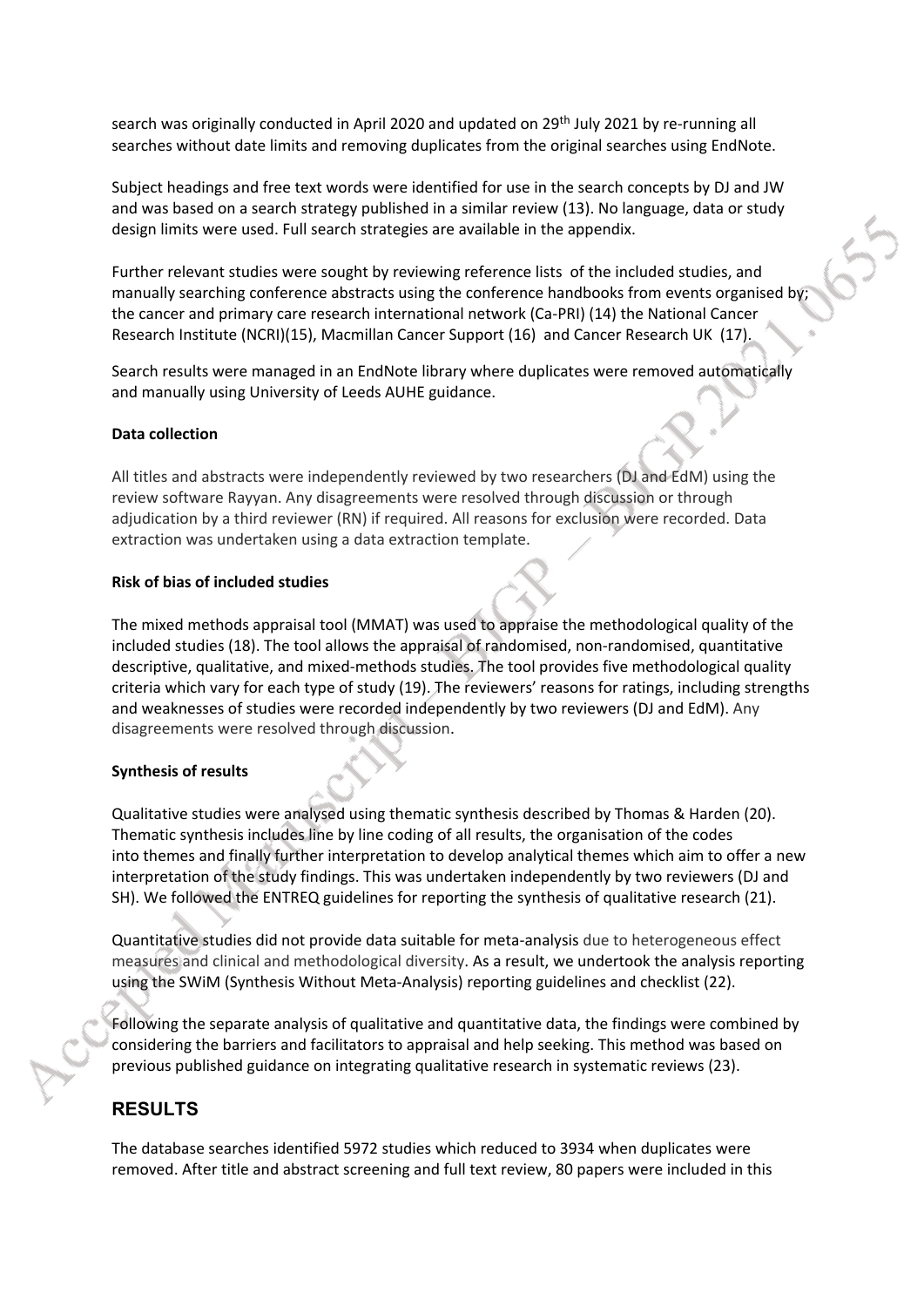search was originally conducted in April 2020 and updated on 29th July 2021 by re-running all searches without date limits and removing duplicates from the original searches using EndNote.

Subject headings and free text words were identified for use in the search concepts by DJ and JW and was based on a search strategy published in a similar review (13). No language, data or study design limits were used. Full search strategies are available in the appendix.

Further relevant studies were sought by reviewing reference lists of the included studies, and manually searching conference abstracts using the conference handbooks from events organised by; the cancer and primary care research international network (Ca-PRI) (14) the National Cancer Research Institute (NCRI)(15), Macmillan Cancer Support (16) and Cancer Research UK (17).

Search results were managed in an EndNote library where duplicates were removed automatically and manually using University of Leeds AUHE guidance.

**Data collection**

All titles and abstracts were independently reviewed by two researchers (DJ and EdM) using the review software Rayyan. Any disagreements were resolved through discussion or through adjudication by a third reviewer (RN) if required. All reasons for exclusion were recorded. Data extraction was undertaken using a data extraction template.

**Risk of bias of included studies**

The mixed methods appraisal tool (MMAT) was used to appraise the methodological quality of the included studies (18). The tool allows the appraisal of randomised, non-randomised, quantitative descriptive, qualitative, and mixed-methods studies. The tool provides five methodological quality criteria which vary for each type of study (19). The reviewers' reasons for ratings, including strengths and weaknesses of studies were recorded independently by two reviewers (DJ and EdM). Any disagreements were resolved through discussion.

**Synthesis of results**

Qualitative studies were analysed using thematic synthesis described by Thomas & Harden (20). Thematic synthesis includes line by line coding of all results, the organisation of the codes into themes and finally further interpretation to develop analytical themes which aim to offer a new interpretation of the study findings. This was undertaken independently by two reviewers (DJ and SH). We followed the ENTREQ guidelines for reporting the synthesis of qualitative research (21).

Quantitative studies did not provide data suitable for meta-analysis due to heterogeneous effect measures and clinical and methodological diversity. As a result, we undertook the analysis reporting using the SWiM (Synthesis Without Meta-Analysis) reporting guidelines and checklist (22).

Following the separate analysis of qualitative and quantitative data, the findings were combined by considering the barriers and facilitators to appraisal and help seeking. This method was based on previous published guidance on integrating qualitative research in systematic reviews (23).

## RESULTS

The database searches identified 5972 studies which reduced to 3934 when duplicates were removed. After title and abstract screening and full text review, 80 papers were included in this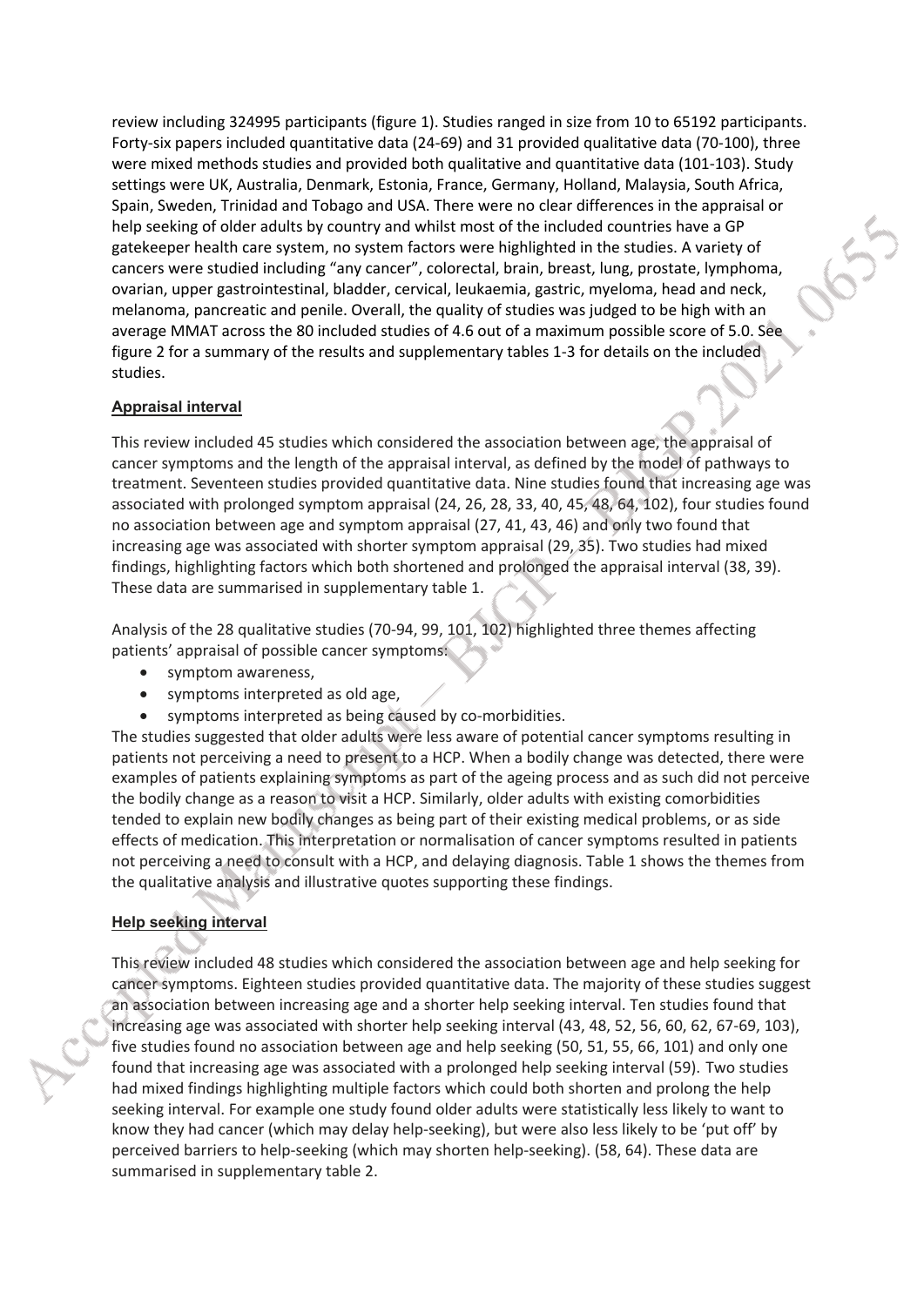review including 324995 participants (figure 1). Studies ranged in size from 10 to 65192 participants. Forty-six papers included quantitative data (24-69) and 31 provided qualitative data (70-100), three were mixed methods studies and provided both qualitative and quantitative data (101-103). Study settings were UK, Australia, Denmark, Estonia, France, Germany, Holland, Malaysia, South Africa, Spain, Sweden, Trinidad and Tobago and USA. There were no clear differences in the appraisal or help seeking of older adults by country and whilst most of the included countries have a GP gatekeeper health care system, no system factors were highlighted in the studies. A variety of cancers were studied including "any cancer", colorectal, brain, breast, lung, prostate, lymphoma, ovarian, upper gastrointestinal, bladder, cervical, leukaemia, gastric, myeloma, head and neck, melanoma, pancreatic and penile. Overall, the quality of studies was judged to be high with an average MMAT across the 80 included studies of 4.6 out of a maximum possible score of 5.0. See figure 2 for a summary of the results and supplementary tables 1-3 for details on the included studies.

## Appraisal interval

This review included 45 studies which considered the association between age, the appraisal of cancer symptoms and the length of the appraisal interval, as defined by the model of pathways to treatment. Seventeen studies provided quantitative data. Nine studies found that increasing age was associated with prolonged symptom appraisal (24, 26, 28, 33, 40, 45, 48, 64, 102), four studies found no association between age and symptom appraisal (27, 41, 43, 46) and only two found that increasing age was associated with shorter symptom appraisal (29, 35). Two studies had mixed findings, highlighting factors which both shortened and prolonged the appraisal interval (38, 39). These data are summarised in supplementary table 1.

Analysis of the 28 qualitative studies (70-94, 99, 101, 102) highlighted three themes affecting patients' appraisal of possible cancer symptoms:

- symptom awareness,
- symptoms interpreted as old age,
- symptoms interpreted as being caused by co-morbidities.

The studies suggested that older adults were less aware of potential cancer symptoms resulting in patients not perceiving a need to present to a HCP. When a bodily change was detected, there were examples of patients explaining symptoms as part of the ageing process and as such did not perceive the bodily change as a reason to visit a HCP. Similarly, older adults with existing comorbidities tended to explain new bodily changes as being part of their existing medical problems, or as side effects of medication. This interpretation or normalisation of cancer symptoms resulted in patients not perceiving a need to consult with a HCP, and delaying diagnosis. Table 1 shows the themes from the qualitative analysis and illustrative quotes supporting these findings.

## Help seeking interval

This review included 48 studies which considered the association between age and help seeking for cancer symptoms. Eighteen studies provided quantitative data. The majority of these studies suggest an association between increasing age and a shorter help seeking interval. Ten studies found that increasing age was associated with shorter help seeking interval (43, 48, 52, 56, 60, 62, 67-69, 103), five studies found no association between age and help seeking (50, 51, 55, 66, 101) and only one found that increasing age was associated with a prolonged help seeking interval (59). Two studies had mixed findings highlighting multiple factors which could both shorten and prolong the help seeking interval. For example one study found older adults were statistically less likely to want to know they had cancer (which may delay help-seeking), but were also less likely to be 'put off' by perceived barriers to help-seeking (which may shorten help-seeking). (58, 64). These data are summarised in supplementary table 2.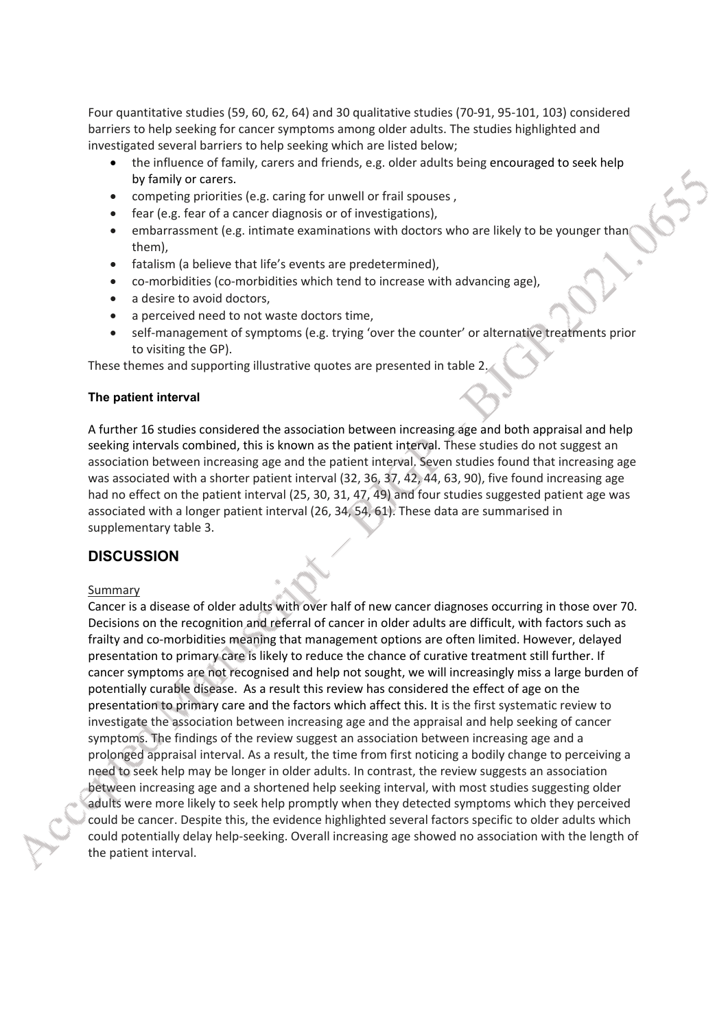Four quantitative studies (59, 60, 62, 64) and 30 qualitative studies (70-91, 95-101, 103) considered barriers to help seeking for cancer symptoms among older adults. The studies highlighted and investigated several barriers to help seeking which are listed below;

- the influence of family, carers and friends, e.g. older adults being encouraged to seek help by family or carers.
- competing priorities (e.g. caring for unwell or frail spouses ,
- fear (e.g. fear of a cancer diagnosis or of investigations),
- embarrassment (e.g. intimate examinations with doctors who are likely to be younger than them),
- fatalism (a believe that life's events are predetermined),
- co-morbidities (co-morbidities which tend to increase with advancing age),
- a desire to avoid doctors,
- a perceived need to not waste doctors time,
- self-management of symptoms (e.g. trying 'over the counter' or alternative treatments prior to visiting the GP).

These themes and supporting illustrative quotes are presented in table 2.

**The patient interval**

A further 16 studies considered the association between increasing age and both appraisal and help seeking intervals combined, this is known as the patient interval. These studies do not suggest an association between increasing age and the patient interval. Seven studies found that increasing age was associated with a shorter patient interval (32, 36, 37, 42, 44, 63, 90), five found increasing age had no effect on the patient interval (25, 30, 31, 47, 49) and four studies suggested patient age was associated with a longer patient interval (26, 34, 54, 61). These data are summarised in supplementary table 3.

## DISCUSSION

Summary

Cancer is a disease of older adults with over half of new cancer diagnoses occurring in those over 70. Decisions on the recognition and referral of cancer in older adults are difficult, with factors such as frailty and co-morbidities meaning that management options are often limited. However, delayed presentation to primary care is likely to reduce the chance of curative treatment still further. If cancer symptoms are not recognised and help not sought, we will increasingly miss a large burden of potentially curable disease. As a result this review has considered the effect of age on the presentation to primary care and the factors which affect this. It is the first systematic review to investigate the association between increasing age and the appraisal and help seeking of cancer symptoms. The findings of the review suggest an association between increasing age and a prolonged appraisal interval. As a result, the time from first noticing a bodily change to perceiving a need to seek help may be longer in older adults. In contrast, the review suggests an association between increasing age and a shortened help seeking interval, with most studies suggesting older adults were more likely to seek help promptly when they detected symptoms which they perceived could be cancer. Despite this, the evidence highlighted several factors specific to older adults which could potentially delay help-seeking. Overall increasing age showed no association with the length of the patient interval.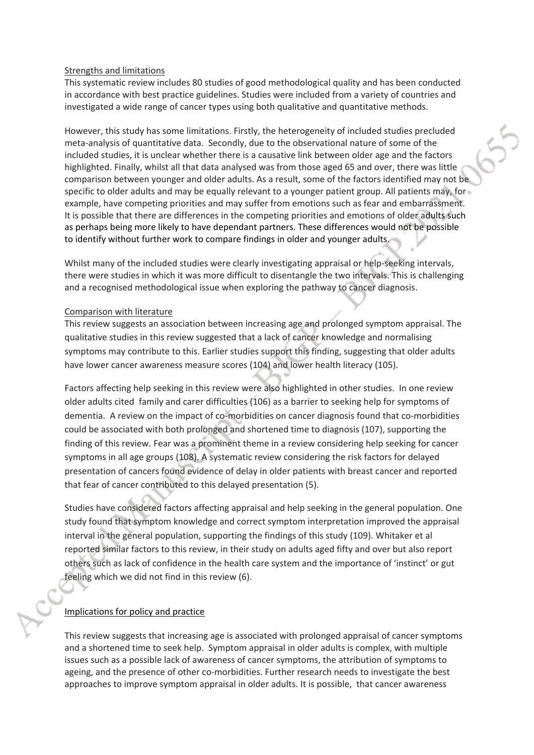## Strengths and limitations

This systematic review includes 80 studies of good methodological quality and has been conducted in accordance with best practice guidelines. Studies were included from a variety of countries and investigated a wide range of cancer types using both qualitative and quantitative methods.

However, this study has some limitations. Firstly, the heterogeneity of included studies precluded meta-analysis of quantitative data. Secondly, due to the observational nature of some of the included studies, it is unclear whether there is a causative link between older age and the factors highlighted. Finally, whilst all that data analysed was from those aged 65 and over, there was little comparison between younger and older adults. As a result, some of the factors identified may not be specific to older adults and may be equally relevant to a younger patient group. All patients may, for example, have competing priorities and may suffer from emotions such as fear and embarrassment. It is possible that there are differences in the competing priorities and emotions of older adults such as perhaps being more likely to have dependant partners. These differences would not be possible to identify without further work to compare findings in older and younger adults.

Whilst many of the included studies were clearly investigating appraisal or help-seeking intervals, there were studies in which it was more difficult to disentangle the two intervals. This is challenging and a recognised methodological issue when exploring the pathway to cancer diagnosis.

## Comparison with literature

This review suggests an association between increasing age and prolonged symptom appraisal. The qualitative studies in this review suggested that a lack of cancer knowledge and normalising symptoms may contribute to this. Earlier studies support this finding, suggesting that older adults have lower cancer awareness measure scores (104) and lower health literacy (105).

Factors affecting help seeking in this review were also highlighted in other studies. In one review older adults cited family and carer difficulties (106) as a barrier to seeking help for symptoms of dementia. A review on the impact of co-morbidities on cancer diagnosis found that co-morbidities could be associated with both prolonged and shortened time to diagnosis (107), supporting the finding of this review. Fear was a prominent theme in a review considering help seeking for cancer symptoms in all age groups (108). A systematic review considering the risk factors for delayed presentation of cancers found evidence of delay in older patients with breast cancer and reported that fear of cancer contributed to this delayed presentation (5).

Studies have considered factors affecting appraisal and help seeking in the general population. One study found that symptom knowledge and correct symptom interpretation improved the appraisal interval in the general population, supporting the findings of this study (109). Whitaker et al reported similar factors to this review, in their study on adults aged fifty and over but also report others such as lack of confidence in the health care system and the importance of 'instinct' or gut feeling which we did not find in this review (6).

## Implications for policy and practice

This review suggests that increasing age is associated with prolonged appraisal of cancer symptoms and a shortened time to seek help. Symptom appraisal in older adults is complex, with multiple issues such as a possible lack of awareness of cancer symptoms, the attribution of symptoms to ageing, and the presence of other co-morbidities. Further research needs to investigate the best approaches to improve symptom appraisal in older adults. It is possible, that cancer awareness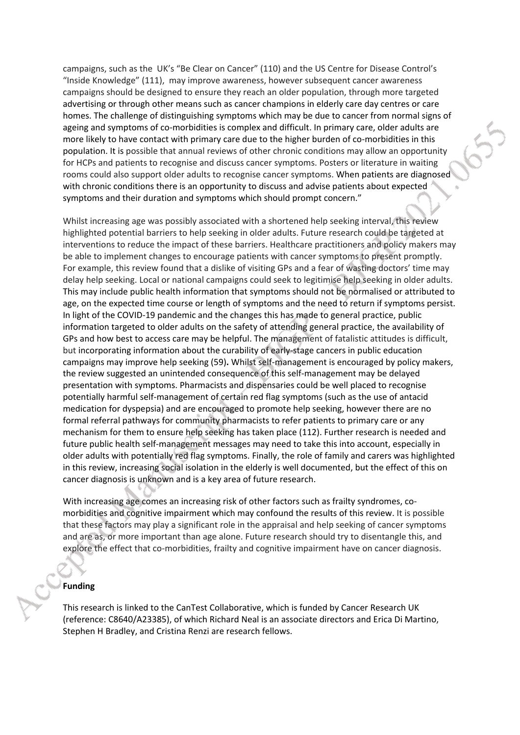campaigns, such as the UK's "Be Clear on Cancer" (110) and the US Centre for Disease Control's "Inside Knowledge" (111), may improve awareness, however subsequent cancer awareness campaigns should be designed to ensure they reach an older population, through more targeted advertising or through other means such as cancer champions in elderly care day centres or care homes. The challenge of distinguishing symptoms which may be due to cancer from normal signs of ageing and symptoms of co-morbidities is complex and difficult. In primary care, older adults are more likely to have contact with primary care due to the higher burden of co-morbidities in this population. It is possible that annual reviews of other chronic conditions may allow an opportunity for HCPs and patients to recognise and discuss cancer symptoms. Posters or literature in waiting rooms could also support older adults to recognise cancer symptoms. When patients are diagnosed with chronic conditions there is an opportunity to discuss and advise patients about expected symptoms and their duration and symptoms which should prompt concern."

Whilst increasing age was possibly associated with a shortened help seeking interval, this review highlighted potential barriers to help seeking in older adults. Future research could be targeted at interventions to reduce the impact of these barriers. Healthcare practitioners and policy makers may be able to implement changes to encourage patients with cancer symptoms to present promptly. For example, this review found that a dislike of visiting GPs and a fear of wasting doctors' time may delay help seeking. Local or national campaigns could seek to legitimise help seeking in older adults. This may include public health information that symptoms should not be normalised or attributed to age, on the expected time course or length of symptoms and the need to return if symptoms persist. In light of the COVID-19 pandemic and the changes this has made to general practice, public information targeted to older adults on the safety of attending general practice, the availability of GPs and how best to access care may be helpful. The management of fatalistic attitudes is difficult, but incorporating information about the curability of early-stage cancers in public education campaigns may improve help seeking (59). Whilst self-management is encouraged by policy makers, the review suggested an unintended consequence of this self-management may be delayed presentation with symptoms. Pharmacists and dispensaries could be well placed to recognise potentially harmful self-management of certain red flag symptoms (such as the use of antacid medication for dyspepsia) and are encouraged to promote help seeking, however there are no formal referral pathways for community pharmacists to refer patients to primary care or any mechanism for them to ensure help seeking has taken place (112). Further research is needed and future public health self-management messages may need to take this into account, especially in older adults with potentially red flag symptoms. Finally, the role of family and carers was highlighted in this review, increasing social isolation in the elderly is well documented, but the effect of this on cancer diagnosis is unknown and is a key area of future research.

With increasing age comes an increasing risk of other factors such as frailty syndromes, co-morbidities and cognitive impairment which may confound the results of this review. It is possible that these factors may play a significant role in the appraisal and help seeking of cancer symptoms and are as, or more important than age alone. Future research should try to disentangle this, and explore the effect that co-morbidities, frailty and cognitive impairment have on cancer diagnosis.

**Funding**

This research is linked to the CanTest Collaborative, which is funded by Cancer Research UK (reference: C8640/A23385), of which Richard Neal is an associate directors and Erica Di Martino, Stephen H Bradley, and Cristina Renzi are research fellows.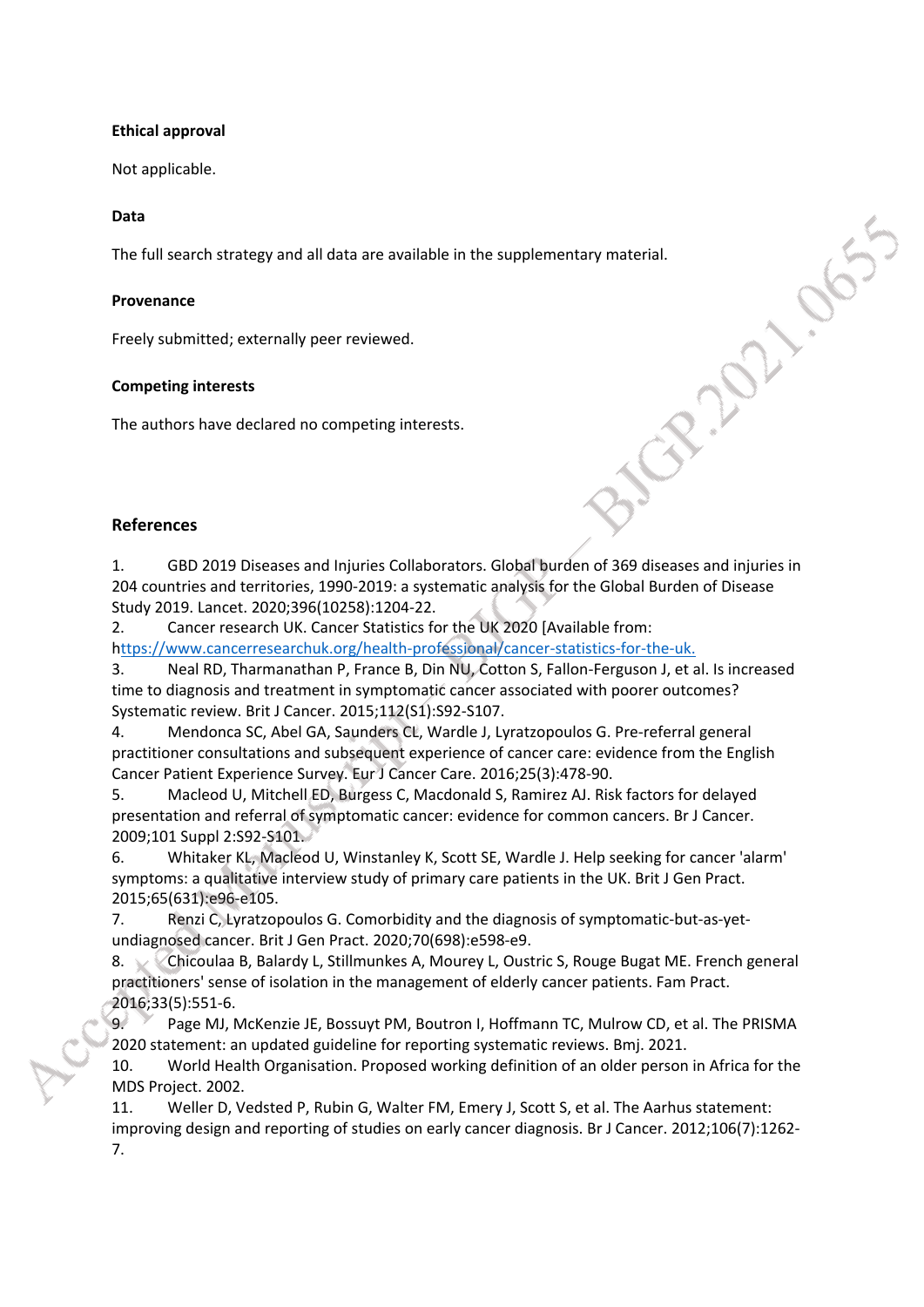**Ethical approval**

Not applicable.

**Data**

The full search strategy and all data are available in the supplementary material.

**Provenance**

Freely submitted; externally peer reviewed.

**Competing interests**

The authors have declared no competing interests.

## References

1. GBD 2019 Diseases and Injuries Collaborators. Global burden of 369 diseases and injuries in 204 countries and territories, 1990-2019: a systematic analysis for the Global Burden of Disease Study 2019. Lancet. 2020;396(10258):1204-22.
2. Cancer research UK. Cancer Statistics for the UK 2020 [Available from: https://www.cancerresearchuk.org/health-professional/cancer-statistics-for-the-uk.
3. Neal RD, Tharmanathan P, France B, Din NU, Cotton S, Fallon-Ferguson J, et al. Is increased time to diagnosis and treatment in symptomatic cancer associated with poorer outcomes? Systematic review. Brit J Cancer. 2015;112(S1):S92-S107.
4. Mendonca SC, Abel GA, Saunders CL, Wardle J, Lyratzopoulos G. Pre-referral general practitioner consultations and subsequent experience of cancer care: evidence from the English Cancer Patient Experience Survey. Eur J Cancer Care. 2016;25(3):478-90.
5. Macleod U, Mitchell ED, Burgess C, Macdonald S, Ramirez AJ. Risk factors for delayed presentation and referral of symptomatic cancer: evidence for common cancers. Br J Cancer. 2009;101 Suppl 2:S92-S101.
6. Whitaker KL, Macleod U, Winstanley K, Scott SE, Wardle J. Help seeking for cancer 'alarm' symptoms: a qualitative interview study of primary care patients in the UK. Brit J Gen Pract. 2015;65(631):e96-e105.
7. Renzi C, Lyratzopoulos G. Comorbidity and the diagnosis of symptomatic-but-as-yet-undiagnosed cancer. Brit J Gen Pract. 2020;70(698):e598-e9.
8. Chicoulaa B, Balardy L, Stillmunkes A, Mourey L, Oustric S, Rouge Bugat ME. French general practitioners' sense of isolation in the management of elderly cancer patients. Fam Pract. 2016;33(5):551-6.
9. Page MJ, McKenzie JE, Bossuyt PM, Boutron I, Hoffmann TC, Mulrow CD, et al. The PRISMA 2020 statement: an updated guideline for reporting systematic reviews. Bmj. 2021.
10. World Health Organisation. Proposed working definition of an older person in Africa for the MDS Project. 2002.
11. Weller D, Vedsted P, Rubin G, Walter FM, Emery J, Scott S, et al. The Aarhus statement: improving design and reporting of studies on early cancer diagnosis. Br J Cancer. 2012;106(7):1262-7.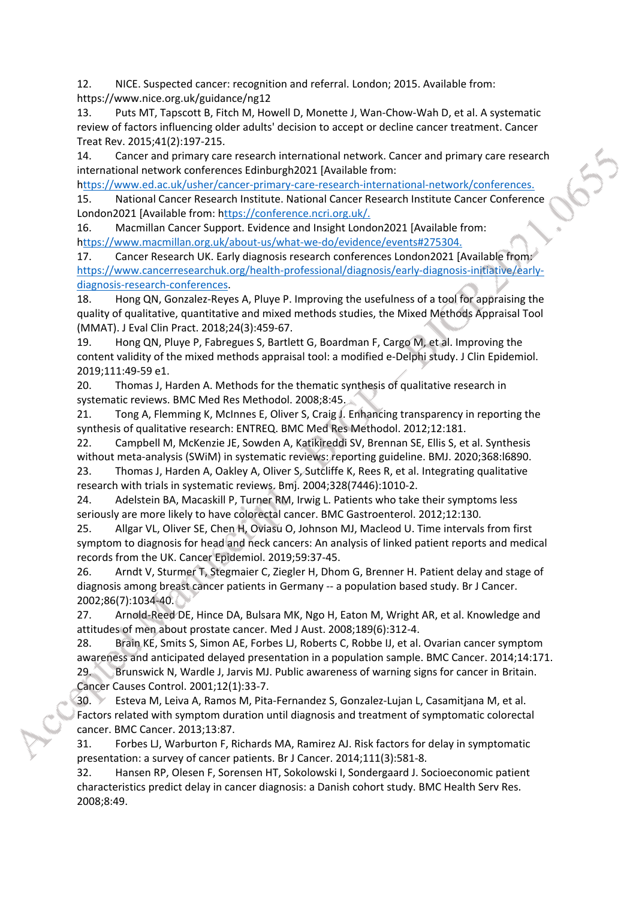12. NICE. Suspected cancer: recognition and referral. London; 2015. Available from: https://www.nice.org.uk/guidance/ng12

13. Puts MT, Tapscott B, Fitch M, Howell D, Monette J, Wan-Chow-Wah D, et al. A systematic review of factors influencing older adults' decision to accept or decline cancer treatment. Cancer Treat Rev. 2015;41(2):197-215.

14. Cancer and primary care research international network. Cancer and primary care research international network conferences Edinburgh2021 [Available from: https://www.ed.ac.uk/usher/cancer-primary-care-research-international-network/conferences.

15. National Cancer Research Institute. National Cancer Research Institute Cancer Conference London2021 [Available from: https://conference.ncri.org.uk/.

16. Macmillan Cancer Support. Evidence and Insight London2021 [Available from: https://www.macmillan.org.uk/about-us/what-we-do/evidence/events#275304.

17. Cancer Research UK. Early diagnosis research conferences London2021 [Available from: https://www.cancerresearchuk.org/health-professional/diagnosis/early-diagnosis-initiative/early-diagnosis-research-conferences.

18. Hong QN, Gonzalez-Reyes A, Pluye P. Improving the usefulness of a tool for appraising the quality of qualitative, quantitative and mixed methods studies, the Mixed Methods Appraisal Tool (MMAT). J Eval Clin Pract. 2018;24(3):459-67.

19. Hong QN, Pluye P, Fabregues S, Bartlett G, Boardman F, Cargo M, et al. Improving the content validity of the mixed methods appraisal tool: a modified e-Delphi study. J Clin Epidemiol. 2019;111:49-59 e1.

20. Thomas J, Harden A. Methods for the thematic synthesis of qualitative research in systematic reviews. BMC Med Res Methodol. 2008;8:45.

21. Tong A, Flemming K, McInnes E, Oliver S, Craig J. Enhancing transparency in reporting the synthesis of qualitative research: ENTREQ. BMC Med Res Methodol. 2012;12:181.

22. Campbell M, McKenzie JE, Sowden A, Katikireddi SV, Brennan SE, Ellis S, et al. Synthesis without meta-analysis (SWiM) in systematic reviews: reporting guideline. BMJ. 2020;368:l6890.

23. Thomas J, Harden A, Oakley A, Oliver S, Sutcliffe K, Rees R, et al. Integrating qualitative research with trials in systematic reviews. Bmj. 2004;328(7446):1010-2.

24. Adelstein BA, Macaskill P, Turner RM, Irwig L. Patients who take their symptoms less seriously are more likely to have colorectal cancer. BMC Gastroenterol. 2012;12:130.

25. Allgar VL, Oliver SE, Chen H, Oviasu O, Johnson MJ, Macleod U. Time intervals from first symptom to diagnosis for head and neck cancers: An analysis of linked patient reports and medical records from the UK. Cancer Epidemiol. 2019;59:37-45.

26. Arndt V, Sturmer T, Stegmaier C, Ziegler H, Dhom G, Brenner H. Patient delay and stage of diagnosis among breast cancer patients in Germany -- a population based study. Br J Cancer. 2002;86(7):1034-40.

27. Arnold-Reed DE, Hince DA, Bulsara MK, Ngo H, Eaton M, Wright AR, et al. Knowledge and attitudes of men about prostate cancer. Med J Aust. 2008;189(6):312-4.

28. Brain KE, Smits S, Simon AE, Forbes LJ, Roberts C, Robbe IJ, et al. Ovarian cancer symptom awareness and anticipated delayed presentation in a population sample. BMC Cancer. 2014;14:171.

29. Brunswick N, Wardle J, Jarvis MJ. Public awareness of warning signs for cancer in Britain. Cancer Causes Control. 2001;12(1):33-7.

30. Esteva M, Leiva A, Ramos M, Pita-Fernandez S, Gonzalez-Lujan L, Casamitjana M, et al. Factors related with symptom duration until diagnosis and treatment of symptomatic colorectal cancer. BMC Cancer. 2013;13:87.

31. Forbes LJ, Warburton F, Richards MA, Ramirez AJ. Risk factors for delay in symptomatic presentation: a survey of cancer patients. Br J Cancer. 2014;111(3):581-8.

32. Hansen RP, Olesen F, Sorensen HT, Sokolowski I, Sondergaard J. Socioeconomic patient characteristics predict delay in cancer diagnosis: a Danish cohort study. BMC Health Serv Res. 2008;8:49.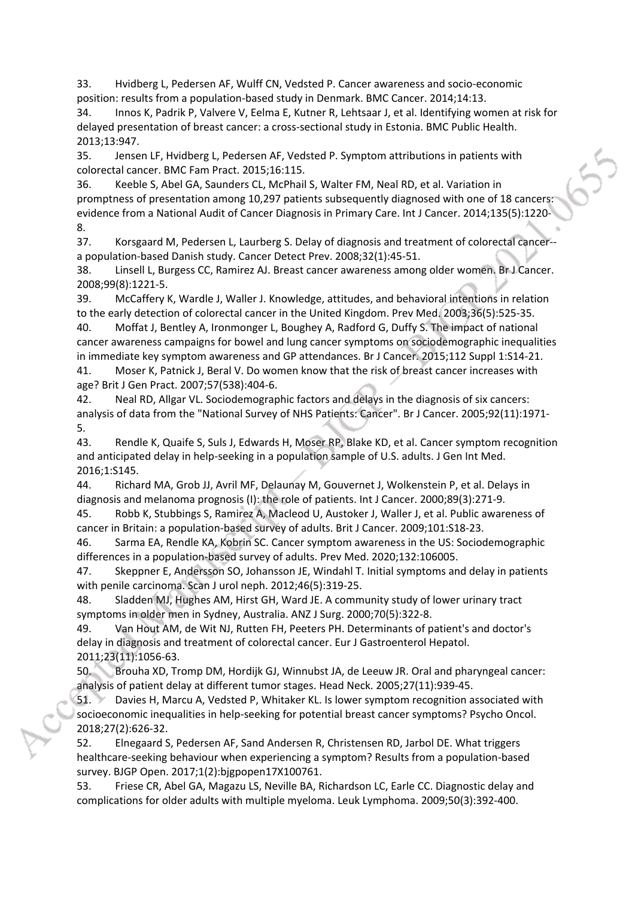33. Hvidberg L, Pedersen AF, Wulff CN, Vedsted P. Cancer awareness and socio-economic position: results from a population-based study in Denmark. BMC Cancer. 2014;14:13.

34. Innos K, Padrik P, Valvere V, Eelma E, Kutner R, Lehtsaar J, et al. Identifying women at risk for delayed presentation of breast cancer: a cross-sectional study in Estonia. BMC Public Health. 2013;13:947.

35. Jensen LF, Hvidberg L, Pedersen AF, Vedsted P. Symptom attributions in patients with colorectal cancer. BMC Fam Pract. 2015;16:115.

36. Keeble S, Abel GA, Saunders CL, McPhail S, Walter FM, Neal RD, et al. Variation in promptness of presentation among 10,297 patients subsequently diagnosed with one of 18 cancers: evidence from a National Audit of Cancer Diagnosis in Primary Care. Int J Cancer. 2014;135(5):1220-8.

37. Korsgaard M, Pedersen L, Laurberg S. Delay of diagnosis and treatment of colorectal cancer--a population-based Danish study. Cancer Detect Prev. 2008;32(1):45-51.

38. Linsell L, Burgess CC, Ramirez AJ. Breast cancer awareness among older women. Br J Cancer. 2008;99(8):1221-5.

39. McCaffery K, Wardle J, Waller J. Knowledge, attitudes, and behavioral intentions in relation to the early detection of colorectal cancer in the United Kingdom. Prev Med. 2003;36(5):525-35.

40. Moffat J, Bentley A, Ironmonger L, Boughey A, Radford G, Duffy S. The impact of national cancer awareness campaigns for bowel and lung cancer symptoms on sociodemographic inequalities in immediate key symptom awareness and GP attendances. Br J Cancer. 2015;112 Suppl 1:S14-21.

41. Moser K, Patnick J, Beral V. Do women know that the risk of breast cancer increases with age? Brit J Gen Pract. 2007;57(538):404-6.

42. Neal RD, Allgar VL. Sociodemographic factors and delays in the diagnosis of six cancers: analysis of data from the "National Survey of NHS Patients: Cancer". Br J Cancer. 2005;92(11):1971-5.

43. Rendle K, Quaife S, Suls J, Edwards H, Moser RP, Blake KD, et al. Cancer symptom recognition and anticipated delay in help-seeking in a population sample of U.S. adults. J Gen Int Med. 2016;1:S145.

44. Richard MA, Grob JJ, Avril MF, Delaunay M, Gouvernet J, Wolkenstein P, et al. Delays in diagnosis and melanoma prognosis (I): the role of patients. Int J Cancer. 2000;89(3):271-9.

45. Robb K, Stubbings S, Ramirez A, Macleod U, Austoker J, Waller J, et al. Public awareness of cancer in Britain: a population-based survey of adults. Brit J Cancer. 2009;101:S18-23.

46. Sarma EA, Rendle KA, Kobrin SC. Cancer symptom awareness in the US: Sociodemographic differences in a population-based survey of adults. Prev Med. 2020;132:106005.

47. Skeppner E, Andersson SO, Johansson JE, Windahl T. Initial symptoms and delay in patients with penile carcinoma. Scan J urol neph. 2012;46(5):319-25.

48. Sladden MJ, Hughes AM, Hirst GH, Ward JE. A community study of lower urinary tract symptoms in older men in Sydney, Australia. ANZ J Surg. 2000;70(5):322-8.

49. Van Hout AM, de Wit NJ, Rutten FH, Peeters PH. Determinants of patient's and doctor's delay in diagnosis and treatment of colorectal cancer. Eur J Gastroenterol Hepatol. 2011;23(11):1056-63.

50. Brouha XD, Tromp DM, Hordijk GJ, Winnubst JA, de Leeuw JR. Oral and pharyngeal cancer: analysis of patient delay at different tumor stages. Head Neck. 2005;27(11):939-45.

51. Davies H, Marcu A, Vedsted P, Whitaker KL. Is lower symptom recognition associated with socioeconomic inequalities in help-seeking for potential breast cancer symptoms? Psycho Oncol. 2018;27(2):626-32.

52. Elnegaard S, Pedersen AF, Sand Andersen R, Christensen RD, Jarbol DE. What triggers healthcare-seeking behaviour when experiencing a symptom? Results from a population-based survey. BJGP Open. 2017;1(2):bjgpopen17X100761.

53. Friese CR, Abel GA, Magazu LS, Neville BA, Richardson LC, Earle CC. Diagnostic delay and complications for older adults with multiple myeloma. Leuk Lymphoma. 2009;50(3):392-400.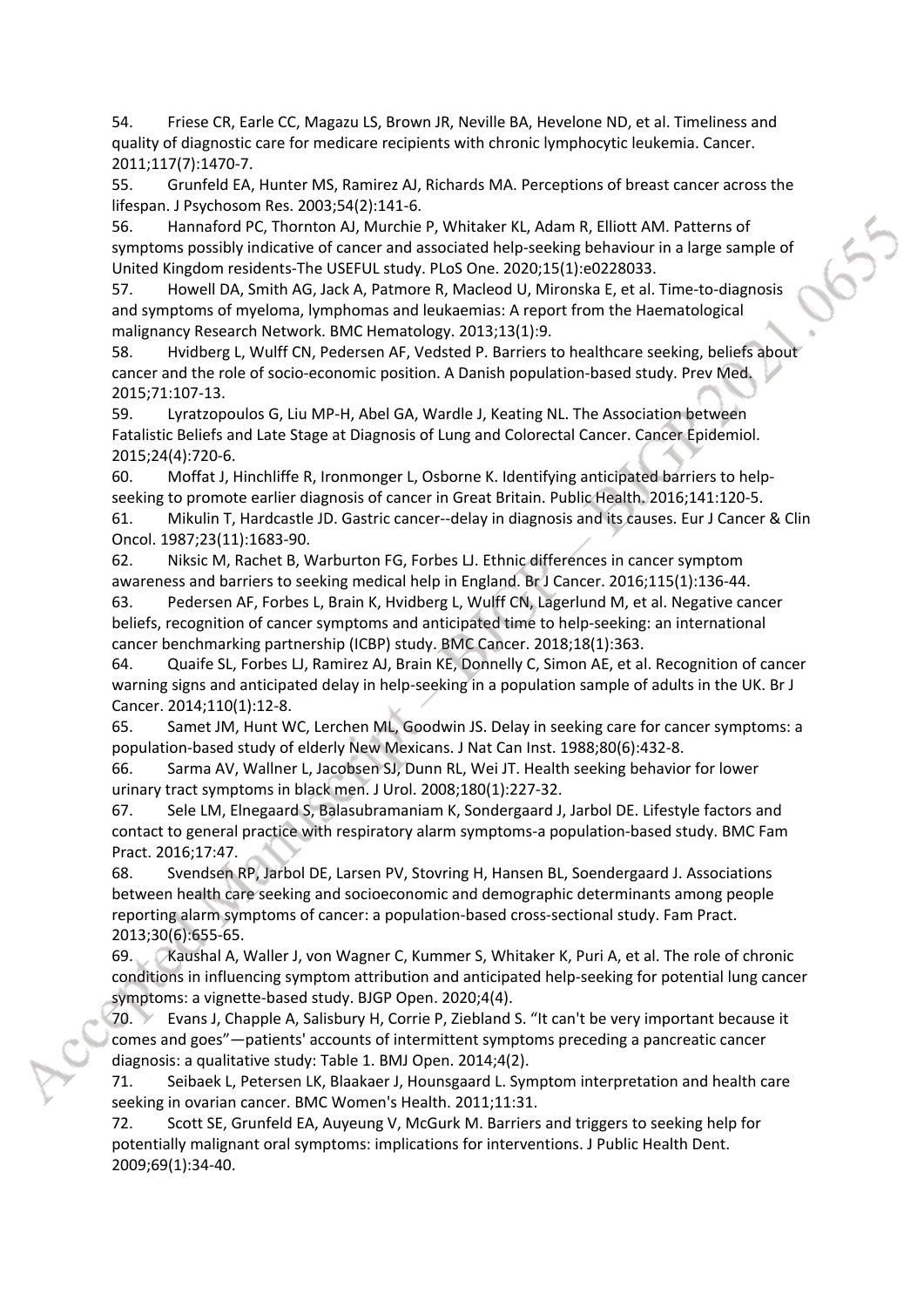54. Friese CR, Earle CC, Magazu LS, Brown JR, Neville BA, Hevelone ND, et al. Timeliness and quality of diagnostic care for medicare recipients with chronic lymphocytic leukemia. Cancer. 2011;117(7):1470-7.

55. Grunfeld EA, Hunter MS, Ramirez AJ, Richards MA. Perceptions of breast cancer across the lifespan. J Psychosom Res. 2003;54(2):141-6.

56. Hannaford PC, Thornton AJ, Murchie P, Whitaker KL, Adam R, Elliott AM. Patterns of symptoms possibly indicative of cancer and associated help-seeking behaviour in a large sample of United Kingdom residents-The USEFUL study. PLoS One. 2020;15(1):e0228033.

57. Howell DA, Smith AG, Jack A, Patmore R, Macleod U, Mironska E, et al. Time-to-diagnosis and symptoms of myeloma, lymphomas and leukaemias: A report from the Haematological malignancy Research Network. BMC Hematology. 2013;13(1):9.

58. Hvidberg L, Wulff CN, Pedersen AF, Vedsted P. Barriers to healthcare seeking, beliefs about cancer and the role of socio-economic position. A Danish population-based study. Prev Med. 2015;71:107-13.

59. Lyratzopoulos G, Liu MP-H, Abel GA, Wardle J, Keating NL. The Association between Fatalistic Beliefs and Late Stage at Diagnosis of Lung and Colorectal Cancer. Cancer Epidemiol. 2015;24(4):720-6.

60. Moffat J, Hinchliffe R, Ironmonger L, Osborne K. Identifying anticipated barriers to help-seeking to promote earlier diagnosis of cancer in Great Britain. Public Health. 2016;141:120-5.

61. Mikulin T, Hardcastle JD. Gastric cancer--delay in diagnosis and its causes. Eur J Cancer & Clin Oncol. 1987;23(11):1683-90.

62. Niksic M, Rachet B, Warburton FG, Forbes LJ. Ethnic differences in cancer symptom awareness and barriers to seeking medical help in England. Br J Cancer. 2016;115(1):136-44.

63. Pedersen AF, Forbes L, Brain K, Hvidberg L, Wulff CN, Lagerlund M, et al. Negative cancer beliefs, recognition of cancer symptoms and anticipated time to help-seeking: an international cancer benchmarking partnership (ICBP) study. BMC Cancer. 2018;18(1):363.

64. Quaife SL, Forbes LJ, Ramirez AJ, Brain KE, Donnelly C, Simon AE, et al. Recognition of cancer warning signs and anticipated delay in help-seeking in a population sample of adults in the UK. Br J Cancer. 2014;110(1):12-8.

65. Samet JM, Hunt WC, Lerchen ML, Goodwin JS. Delay in seeking care for cancer symptoms: a population-based study of elderly New Mexicans. J Nat Can Inst. 1988;80(6):432-8.

66. Sarma AV, Wallner L, Jacobsen SJ, Dunn RL, Wei JT. Health seeking behavior for lower urinary tract symptoms in black men. J Urol. 2008;180(1):227-32.

67. Sele LM, Elnegaard S, Balasubramaniam K, Sondergaard J, Jarbol DE. Lifestyle factors and contact to general practice with respiratory alarm symptoms-a population-based study. BMC Fam Pract. 2016;17:47.

68. Svendsen RP, Jarbol DE, Larsen PV, Stovring H, Hansen BL, Soendergaard J. Associations between health care seeking and socioeconomic and demographic determinants among people reporting alarm symptoms of cancer: a population-based cross-sectional study. Fam Pract. 2013;30(6):655-65.

69. Kaushal A, Waller J, von Wagner C, Kummer S, Whitaker K, Puri A, et al. The role of chronic conditions in influencing symptom attribution and anticipated help-seeking for potential lung cancer symptoms: a vignette-based study. BJGP Open. 2020;4(4).

70. Evans J, Chapple A, Salisbury H, Corrie P, Ziebland S. "It can't be very important because it comes and goes"—patients' accounts of intermittent symptoms preceding a pancreatic cancer diagnosis: a qualitative study: Table 1. BMJ Open. 2014;4(2).

71. Seibaek L, Petersen LK, Blaakaer J, Hounsgaard L. Symptom interpretation and health care seeking in ovarian cancer. BMC Women's Health. 2011;11:31.

72. Scott SE, Grunfeld EA, Auyeung V, McGurk M. Barriers and triggers to seeking help for potentially malignant oral symptoms: implications for interventions. J Public Health Dent. 2009;69(1):34-40.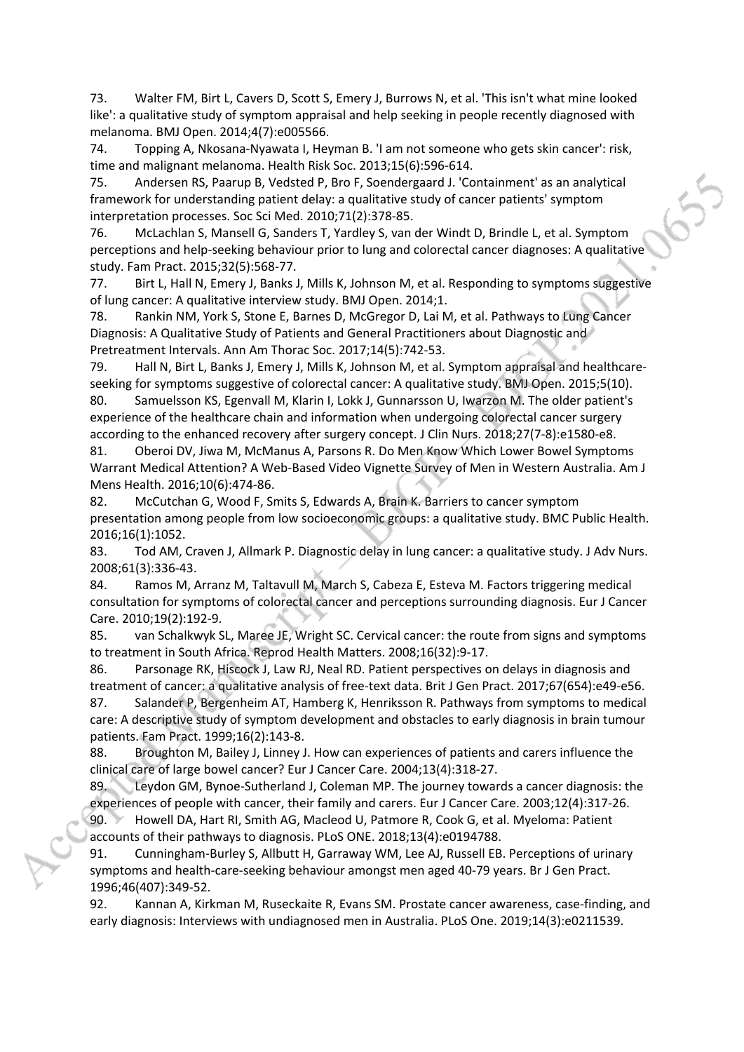73. Walter FM, Birt L, Cavers D, Scott S, Emery J, Burrows N, et al. 'This isn't what mine looked like': a qualitative study of symptom appraisal and help seeking in people recently diagnosed with melanoma. BMJ Open. 2014;4(7):e005566.

74. Topping A, Nkosana-Nyawata I, Heyman B. 'I am not someone who gets skin cancer': risk, time and malignant melanoma. Health Risk Soc. 2013;15(6):596-614.

75. Andersen RS, Paarup B, Vedsted P, Bro F, Soendergaard J. 'Containment' as an analytical framework for understanding patient delay: a qualitative study of cancer patients' symptom interpretation processes. Soc Sci Med. 2010;71(2):378-85.

76. McLachlan S, Mansell G, Sanders T, Yardley S, van der Windt D, Brindle L, et al. Symptom perceptions and help-seeking behaviour prior to lung and colorectal cancer diagnoses: A qualitative study. Fam Pract. 2015;32(5):568-77.

77. Birt L, Hall N, Emery J, Banks J, Mills K, Johnson M, et al. Responding to symptoms suggestive of lung cancer: A qualitative interview study. BMJ Open. 2014;1.

78. Rankin NM, York S, Stone E, Barnes D, McGregor D, Lai M, et al. Pathways to Lung Cancer Diagnosis: A Qualitative Study of Patients and General Practitioners about Diagnostic and Pretreatment Intervals. Ann Am Thorac Soc. 2017;14(5):742-53.

79. Hall N, Birt L, Banks J, Emery J, Mills K, Johnson M, et al. Symptom appraisal and healthcare-seeking for symptoms suggestive of colorectal cancer: A qualitative study. BMJ Open. 2015;5(10).

80. Samuelsson KS, Egenvall M, Klarin I, Lokk J, Gunnarsson U, Iwarzon M. The older patient's experience of the healthcare chain and information when undergoing colorectal cancer surgery according to the enhanced recovery after surgery concept. J Clin Nurs. 2018;27(7-8):e1580-e8.

81. Oberoi DV, Jiwa M, McManus A, Parsons R. Do Men Know Which Lower Bowel Symptoms Warrant Medical Attention? A Web-Based Video Vignette Survey of Men in Western Australia. Am J Mens Health. 2016;10(6):474-86.

82. McCutchan G, Wood F, Smits S, Edwards A, Brain K. Barriers to cancer symptom presentation among people from low socioeconomic groups: a qualitative study. BMC Public Health. 2016;16(1):1052.

83. Tod AM, Craven J, Allmark P. Diagnostic delay in lung cancer: a qualitative study. J Adv Nurs. 2008;61(3):336-43.

84. Ramos M, Arranz M, Taltavull M, March S, Cabeza E, Esteva M. Factors triggering medical consultation for symptoms of colorectal cancer and perceptions surrounding diagnosis. Eur J Cancer Care. 2010;19(2):192-9.

85. van Schalkwyk SL, Maree JE, Wright SC. Cervical cancer: the route from signs and symptoms to treatment in South Africa. Reprod Health Matters. 2008;16(32):9-17.

86. Parsonage RK, Hiscock J, Law RJ, Neal RD. Patient perspectives on delays in diagnosis and treatment of cancer: a qualitative analysis of free-text data. Brit J Gen Pract. 2017;67(654):e49-e56.

87. Salander P, Bergenheim AT, Hamberg K, Henriksson R. Pathways from symptoms to medical care: A descriptive study of symptom development and obstacles to early diagnosis in brain tumour patients. Fam Pract. 1999;16(2):143-8.

88. Broughton M, Bailey J, Linney J. How can experiences of patients and carers influence the clinical care of large bowel cancer? Eur J Cancer Care. 2004;13(4):318-27.

89. Leydon GM, Bynoe-Sutherland J, Coleman MP. The journey towards a cancer diagnosis: the experiences of people with cancer, their family and carers. Eur J Cancer Care. 2003;12(4):317-26.

90. Howell DA, Hart RI, Smith AG, Macleod U, Patmore R, Cook G, et al. Myeloma: Patient accounts of their pathways to diagnosis. PLoS ONE. 2018;13(4):e0194788.

91. Cunningham-Burley S, Allbutt H, Garraway WM, Lee AJ, Russell EB. Perceptions of urinary symptoms and health-care-seeking behaviour amongst men aged 40-79 years. Br J Gen Pract. 1996;46(407):349-52.

92. Kannan A, Kirkman M, Ruseckaite R, Evans SM. Prostate cancer awareness, case-finding, and early diagnosis: Interviews with undiagnosed men in Australia. PLoS One. 2019;14(3):e0211539.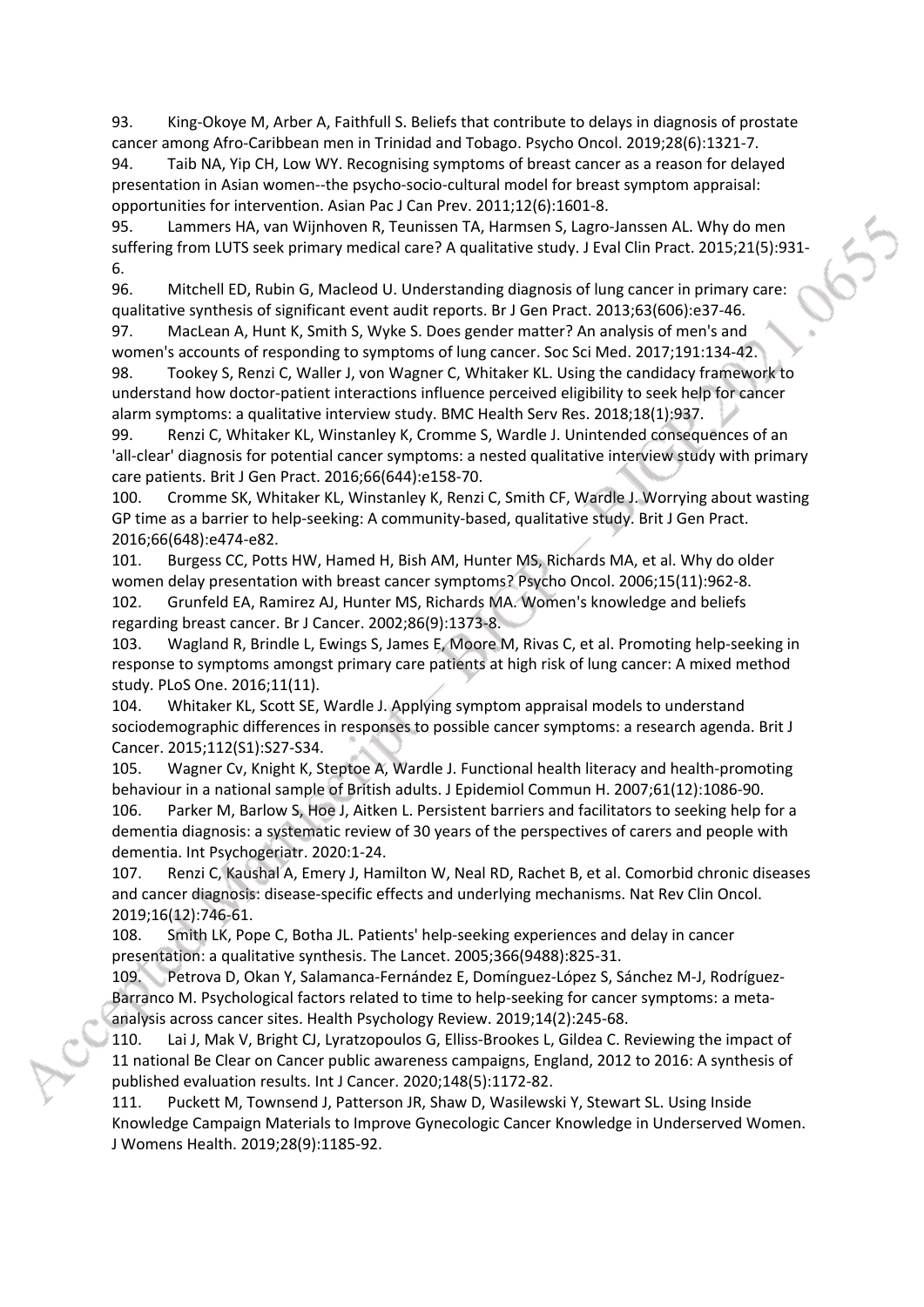93. King-Okoye M, Arber A, Faithfull S. Beliefs that contribute to delays in diagnosis of prostate cancer among Afro-Caribbean men in Trinidad and Tobago. Psycho Oncol. 2019;28(6):1321-7.

94. Taib NA, Yip CH, Low WY. Recognising symptoms of breast cancer as a reason for delayed presentation in Asian women--the psycho-socio-cultural model for breast symptom appraisal: opportunities for intervention. Asian Pac J Can Prev. 2011;12(6):1601-8.

95. Lammers HA, van Wijnhoven R, Teunissen TA, Harmsen S, Lagro-Janssen AL. Why do men suffering from LUTS seek primary medical care? A qualitative study. J Eval Clin Pract. 2015;21(5):931-6.

96. Mitchell ED, Rubin G, Macleod U. Understanding diagnosis of lung cancer in primary care: qualitative synthesis of significant event audit reports. Br J Gen Pract. 2013;63(606):e37-46.

97. MacLean A, Hunt K, Smith S, Wyke S. Does gender matter? An analysis of men's and women's accounts of responding to symptoms of lung cancer. Soc Sci Med. 2017;191:134-42.

98. Tookey S, Renzi C, Waller J, von Wagner C, Whitaker KL. Using the candidacy framework to understand how doctor-patient interactions influence perceived eligibility to seek help for cancer alarm symptoms: a qualitative interview study. BMC Health Serv Res. 2018;18(1):937.

99. Renzi C, Whitaker KL, Winstanley K, Cromme S, Wardle J. Unintended consequences of an 'all-clear' diagnosis for potential cancer symptoms: a nested qualitative interview study with primary care patients. Brit J Gen Pract. 2016;66(644):e158-70.

100. Cromme SK, Whitaker KL, Winstanley K, Renzi C, Smith CF, Wardle J. Worrying about wasting GP time as a barrier to help-seeking: A community-based, qualitative study. Brit J Gen Pract. 2016;66(648):e474-e82.

101. Burgess CC, Potts HW, Hamed H, Bish AM, Hunter MS, Richards MA, et al. Why do older women delay presentation with breast cancer symptoms? Psycho Oncol. 2006;15(11):962-8.

102. Grunfeld EA, Ramirez AJ, Hunter MS, Richards MA. Women's knowledge and beliefs regarding breast cancer. Br J Cancer. 2002;86(9):1373-8.

103. Wagland R, Brindle L, Ewings S, James E, Moore M, Rivas C, et al. Promoting help-seeking in response to symptoms amongst primary care patients at high risk of lung cancer: A mixed method study. PLoS One. 2016;11(11).

104. Whitaker KL, Scott SE, Wardle J. Applying symptom appraisal models to understand sociodemographic differences in responses to possible cancer symptoms: a research agenda. Brit J Cancer. 2015;112(S1):S27-S34.

105. Wagner Cv, Knight K, Steptoe A, Wardle J. Functional health literacy and health-promoting behaviour in a national sample of British adults. J Epidemiol Commun H. 2007;61(12):1086-90.

106. Parker M, Barlow S, Hoe J, Aitken L. Persistent barriers and facilitators to seeking help for a dementia diagnosis: a systematic review of 30 years of the perspectives of carers and people with dementia. Int Psychogeriatr. 2020:1-24.

107. Renzi C, Kaushal A, Emery J, Hamilton W, Neal RD, Rachet B, et al. Comorbid chronic diseases and cancer diagnosis: disease-specific effects and underlying mechanisms. Nat Rev Clin Oncol. 2019;16(12):746-61.

108. Smith LK, Pope C, Botha JL. Patients' help-seeking experiences and delay in cancer presentation: a qualitative synthesis. The Lancet. 2005;366(9488):825-31.

109. Petrova D, Okan Y, Salamanca-Fernández E, Domínguez-López S, Sánchez M-J, Rodríguez-Barranco M. Psychological factors related to time to help-seeking for cancer symptoms: a meta-analysis across cancer sites. Health Psychology Review. 2019;14(2):245-68.

110. Lai J, Mak V, Bright CJ, Lyratzopoulos G, Elliss-Brookes L, Gildea C. Reviewing the impact of 11 national Be Clear on Cancer public awareness campaigns, England, 2012 to 2016: A synthesis of published evaluation results. Int J Cancer. 2020;148(5):1172-82.

111. Puckett M, Townsend J, Patterson JR, Shaw D, Wasilewski Y, Stewart SL. Using Inside Knowledge Campaign Materials to Improve Gynecologic Cancer Knowledge in Underserved Women. J Womens Health. 2019;28(9):1185-92.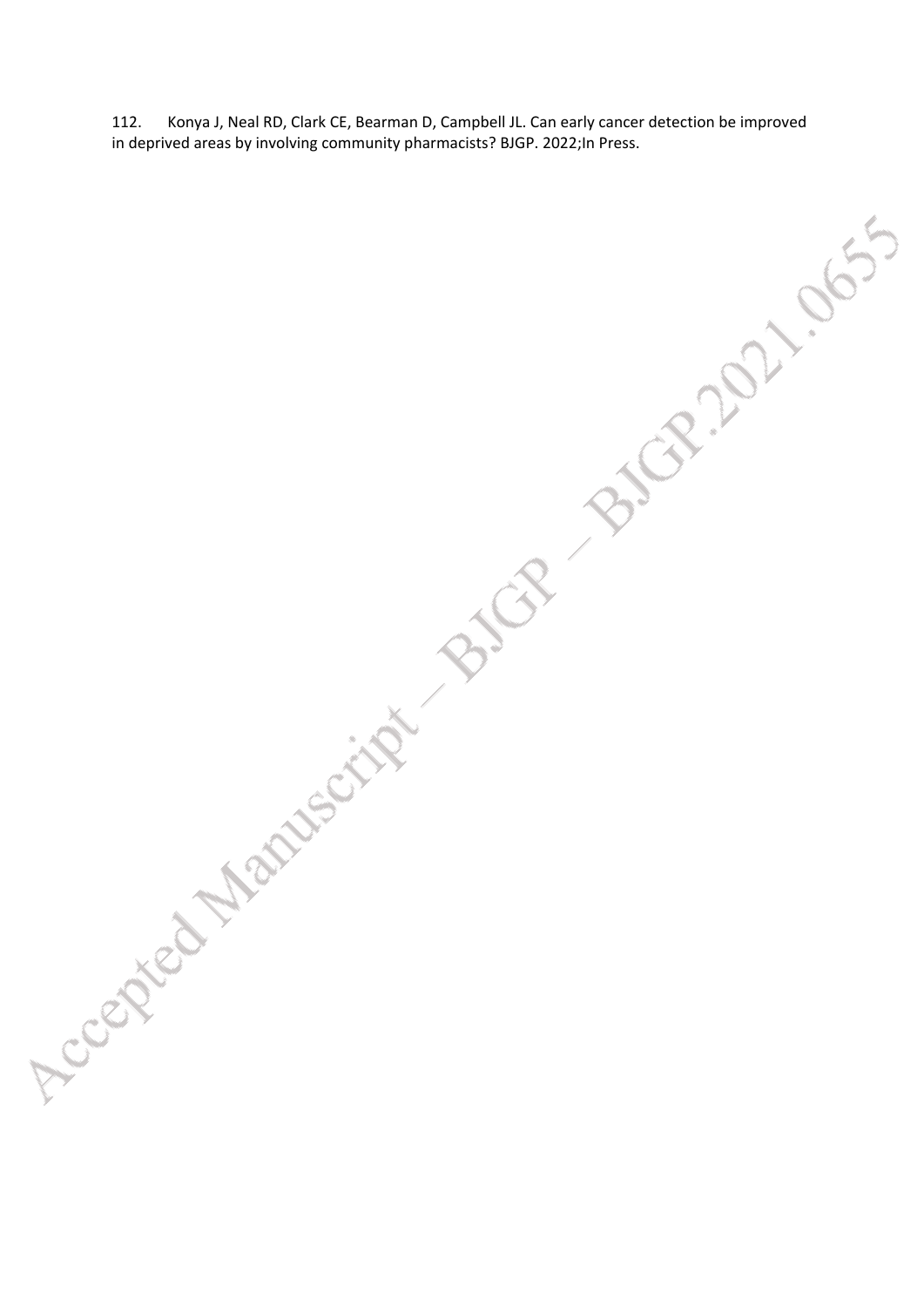112. Konya J, Neal RD, Clark CE, Bearman D, Campbell JL. Can early cancer detection be improved in deprived areas by involving community pharmacists? BJGP. 2022;In Press.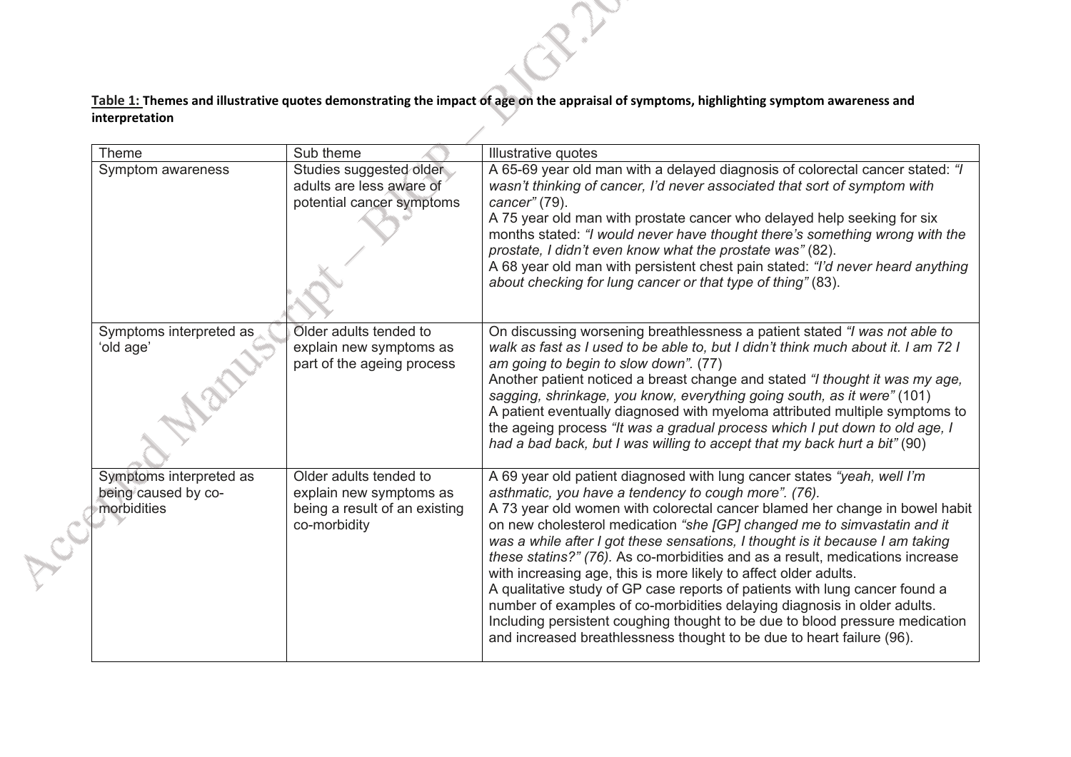**Table 1: Themes and illustrative quotes demonstrating the impact of age on the appraisal of symptoms, highlighting symptom awareness and interpretation**

| Theme | Sub theme | Illustrative quotes |
|---|---|---|
| Symptom awareness | Studies suggested older adults are less aware of potential cancer symptoms | A 65-69 year old man with a delayed diagnosis of colorectal cancer stated: *"I wasn't thinking of cancer, I'd never associated that sort of symptom with cancer"* (79).<br>A 75 year old man with prostate cancer who delayed help seeking for six months stated: *"I would never have thought there's something wrong with the prostate, I didn't even know what the prostate was"* (82).<br>A 68 year old man with persistent chest pain stated: *"I'd never heard anything about checking for lung cancer or that type of thing"* (83). |
| Symptoms interpreted as 'old age' | Older adults tended to explain new symptoms as part of the ageing process | On discussing worsening breathlessness a patient stated *"I was not able to walk as fast as I used to be able to, but I didn't think much about it. I am 72 I am going to begin to slow down".* (77)<br>Another patient noticed a breast change and stated *"I thought it was my age, sagging, shrinkage, you know, everything going south, as it were"* (101)<br>A patient eventually diagnosed with myeloma attributed multiple symptoms to the ageing process *"It was a gradual process which I put down to old age, I had a bad back, but I was willing to accept that my back hurt a bit"* (90) |
| Symptoms interpreted as being caused by co-morbidities | Older adults tended to explain new symptoms as being a result of an existing co-morbidity | A 69 year old patient diagnosed with lung cancer states *"yeah, well I'm asthmatic, you have a tendency to cough more". (76).*<br>A 73 year old women with colorectal cancer blamed her change in bowel habit on new cholesterol medication *"she [GP] changed me to simvastatin and it was a while after I got these sensations, I thought is it because I am taking these statins?" (76).* As co-morbidities and as a result, medications increase with increasing age, this is more likely to affect older adults.<br>A qualitative study of GP case reports of patients with lung cancer found a number of examples of co-morbidities delaying diagnosis in older adults. Including persistent coughing thought to be due to blood pressure medication and increased breathlessness thought to be due to heart failure (96). |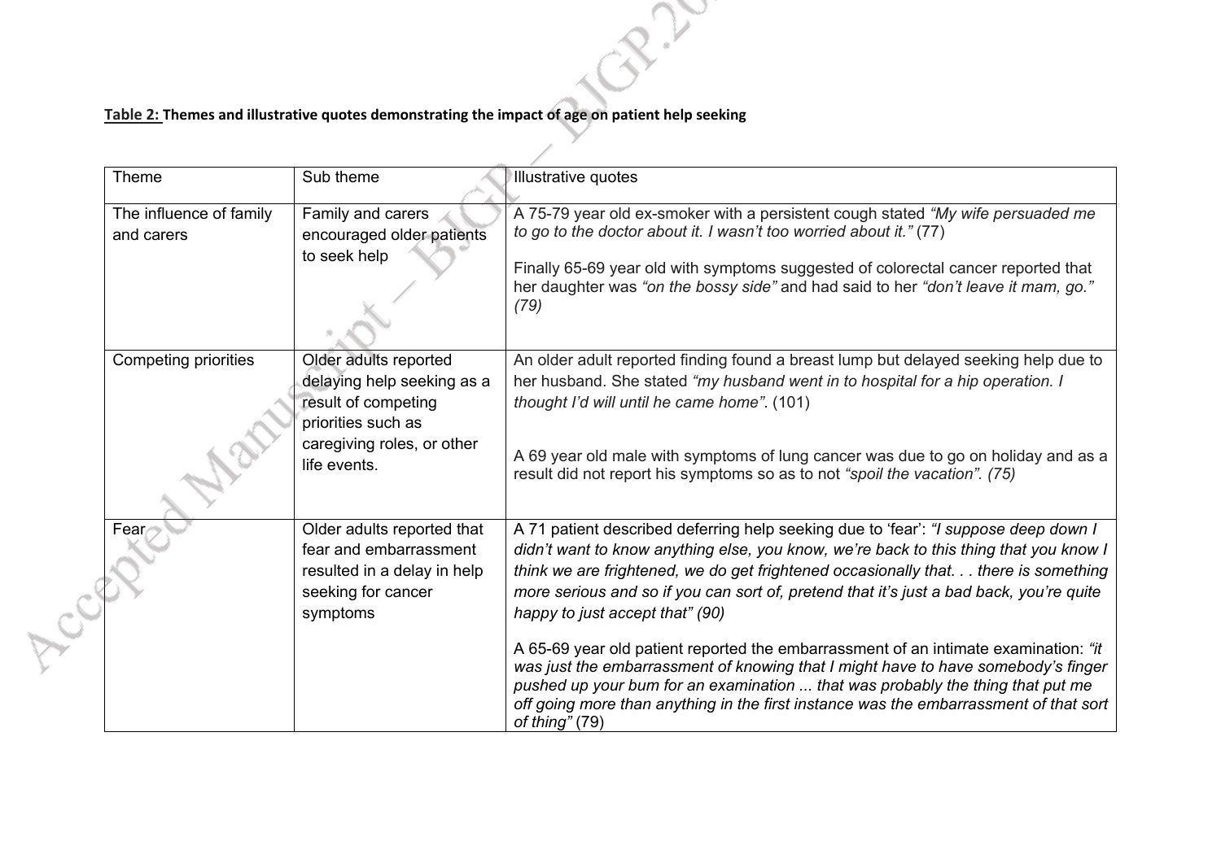**Table 2: Themes and illustrative quotes demonstrating the impact of age on patient help seeking**

| Theme | Sub theme | Illustrative quotes |
| --- | --- | --- |
| The influence of family and carers | Family and carers encouraged older patients to seek help | A 75-79 year old ex-smoker with a persistent cough stated *"My wife persuaded me to go to the doctor about it. I wasn't too worried about it."* (77)<br><br>Finally 65-69 year old with symptoms suggested of colorectal cancer reported that her daughter was *"on the bossy side"* and had said to her *"don't leave it mam, go." (79)* |
| Competing priorities | Older adults reported delaying help seeking as a result of competing priorities such as caregiving roles, or other life events. | An older adult reported finding found a breast lump but delayed seeking help due to her husband. She stated *"my husband went in to hospital for a hip operation. I thought I'd will until he came home"*. (101)<br><br>A 69 year old male with symptoms of lung cancer was due to go on holiday and as a result did not report his symptoms so as to not *"spoil the vacation". (75)* |
| Fear | Older adults reported that fear and embarrassment resulted in a delay in help seeking for cancer symptoms | A 71 patient described deferring help seeking due to 'fear': *"I suppose deep down I didn't want to know anything else, you know, we're back to this thing that you know I think we are frightened, we do get frightened occasionally that. . . there is something more serious and so if you can sort of, pretend that it's just a bad back, you're quite happy to just accept that" (90)*<br><br>A 65-69 year old patient reported the embarrassment of an intimate examination: *"it was just the embarrassment of knowing that I might have to have somebody's finger pushed up your bum for an examination ... that was probably the thing that put me off going more than anything in the first instance was the embarrassment of that sort of thing"* (79) |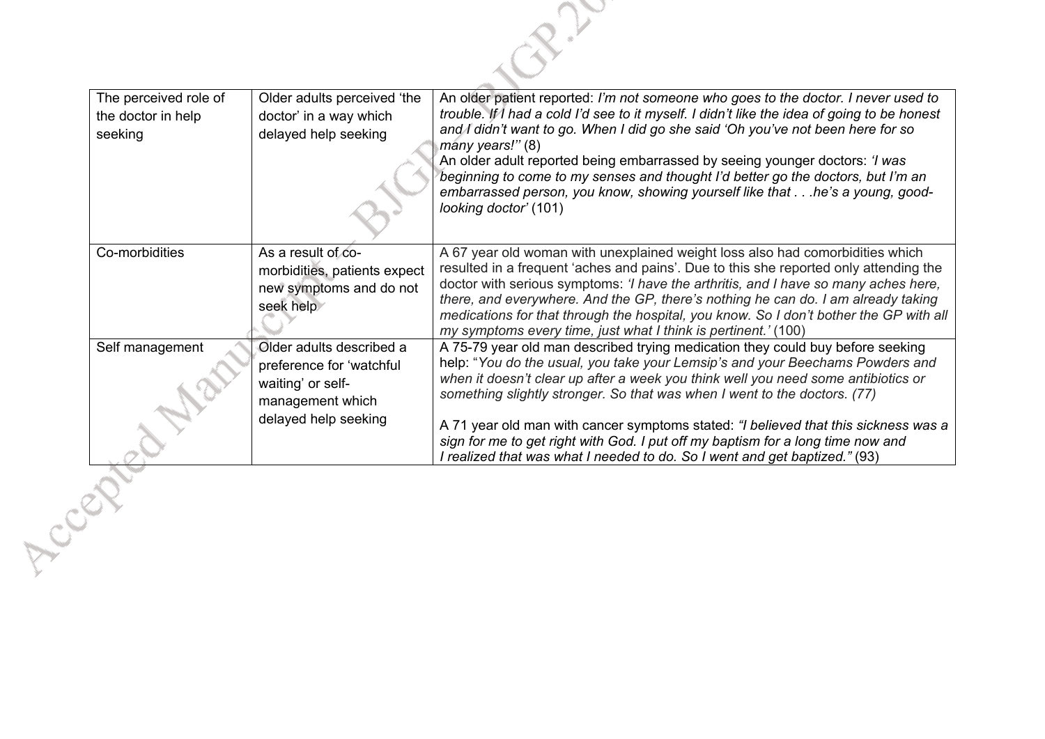| The perceived role of the doctor in help seeking | Older adults perceived 'the doctor' in a way which delayed help seeking | An older patient reported: *I'm not someone who goes to the doctor. I never used to trouble. If I had a cold I'd see to it myself. I didn't like the idea of going to be honest and I didn't want to go. When I did go she said 'Oh you've not been here for so many years!''* (8)<br>An older adult reported being embarrassed by seeing younger doctors: *'I was beginning to come to my senses and thought I'd better go the doctors, but I'm an embarrassed person, you know, showing yourself like that . . .he's a young, good-looking doctor'* (101) |
|---|---|---|
| Co-morbidities | As a result of co-morbidities, patients expect new symptoms and do not seek help | A 67 year old woman with unexplained weight loss also had comorbidities which resulted in a frequent 'aches and pains'. Due to this she reported only attending the doctor with serious symptoms: *'I have the arthritis, and I have so many aches here, there, and everywhere. And the GP, there's nothing he can do. I am already taking medications for that through the hospital, you know. So I don't bother the GP with all my symptoms every time, just what I think is pertinent.'* (100) |
| Self management | Older adults described a preference for 'watchful waiting' or self-management which delayed help seeking | A 75-79 year old man described trying medication they could buy before seeking help: "*You do the usual, you take your Lemsip's and your Beechams Powders and when it doesn't clear up after a week you think well you need some antibiotics or something slightly stronger. So that was when I went to the doctors. (77)*<br><br>A 71 year old man with cancer symptoms stated: *"I believed that this sickness was a sign for me to get right with God. I put off my baptism for a long time now and I realized that was what I needed to do. So I went and get baptized."* (93) |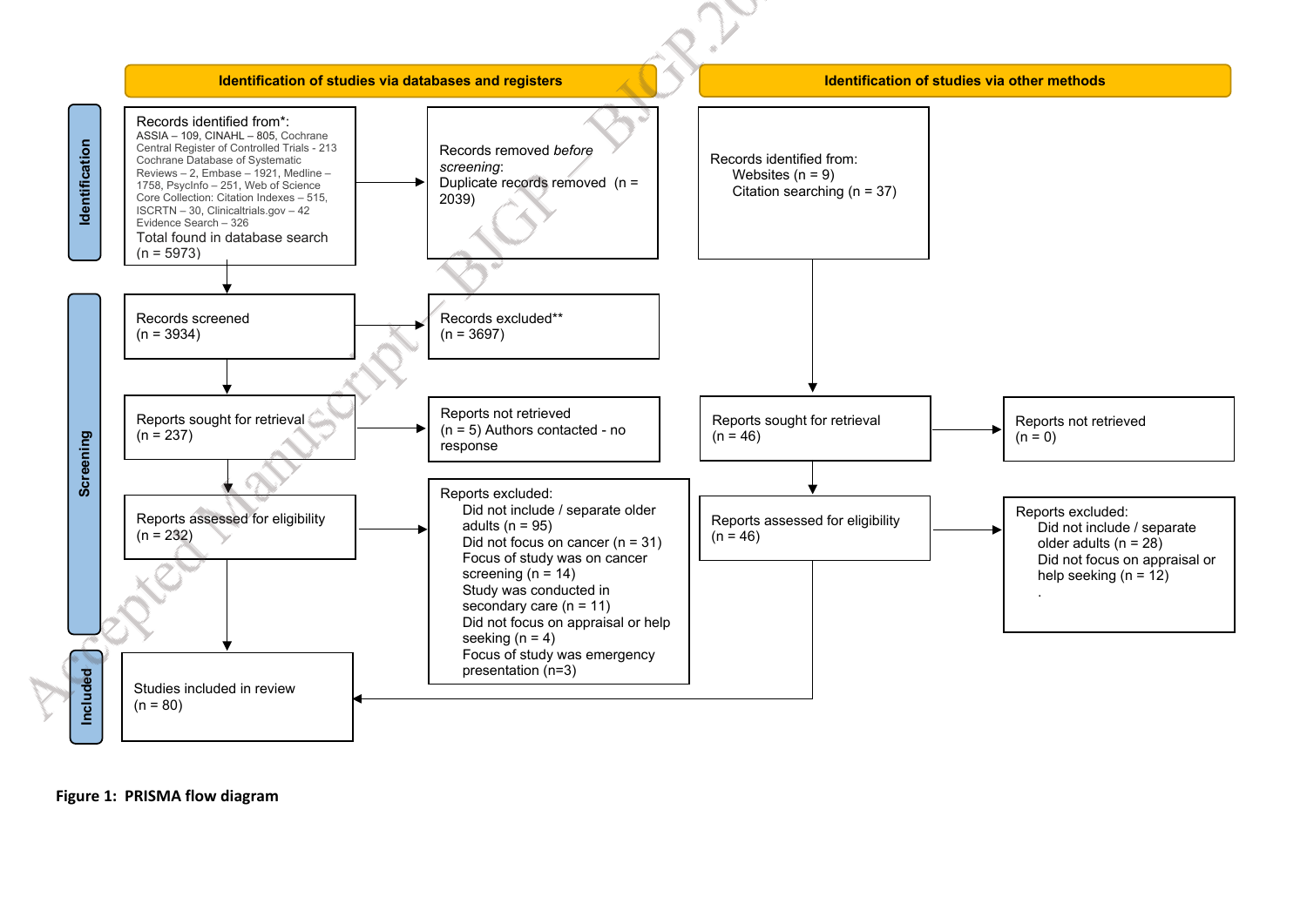**Identification of studies via databases and registers**

**Identification of studies via other methods**

**Identification**

Records identified from*:
ASSIA – 109, CINAHL – 805, Cochrane Central Register of Controlled Trials - 213
Cochrane Database of Systematic Reviews – 2, Embase – 1921, Medline – 1758, PsycInfo – 251, Web of Science Core Collection: Citation Indexes – 515, ISCRTN – 30, Clinicaltrials.gov – 42
Evidence Search – 326
Total found in database search
(n = 5973)

Records removed *before screening*:
Duplicate records removed (n = 2039)

Records identified from:
Websites (n = 9)
Citation searching (n = 37)

**Screening**

Records screened
(n = 3934)

Records excluded**
(n = 3697)

Reports sought for retrieval
(n = 237)

Reports not retrieved
(n = 5) Authors contacted - no response

Reports sought for retrieval
(n = 46)

Reports not retrieved
(n = 0)

Reports assessed for eligibility
(n = 232)

Reports excluded:
- Did not include / separate older adults (n = 95)
- Did not focus on cancer (n = 31)
- Focus of study was on cancer screening (n = 14)
- Study was conducted in secondary care (n = 11)
- Did not focus on appraisal or help seeking (n = 4)
- Focus of study was emergency presentation (n=3)

Reports assessed for eligibility
(n = 46)

Reports excluded:
- Did not include / separate older adults (n = 28)
- Did not focus on appraisal or help seeking (n = 12)

**Included**

Studies included in review
(n = 80)

**Figure 1: PRISMA flow diagram**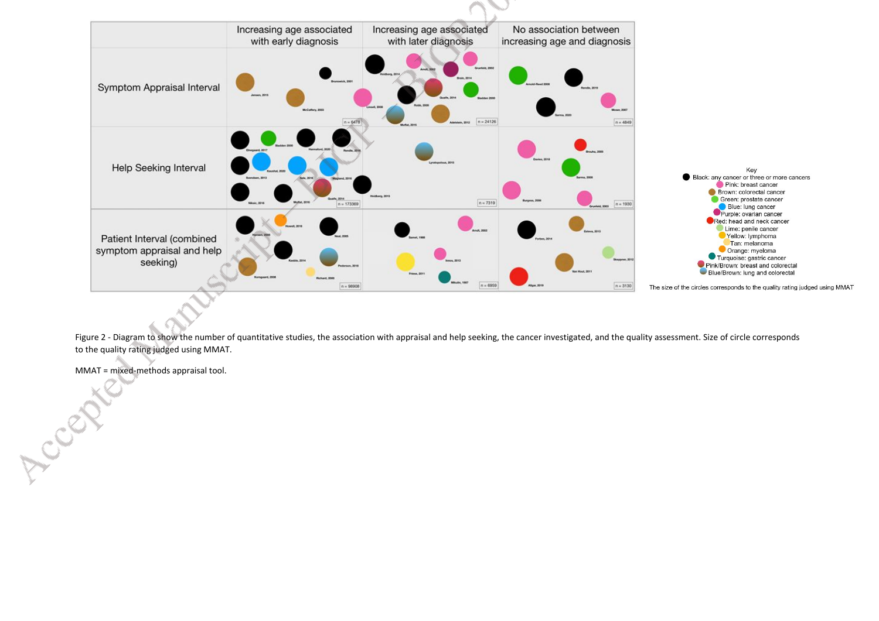|  | Increasing age associated with early diagnosis | Increasing age associated with later diagnosis | No association between increasing age and diagnosis |
| --- | --- | --- | --- |
| Symptom Appraisal Interval | Jensen, 2013; Brunswick, 2001; McCaffery, 2003; Linsell, 2008; n = 6478 | Heidberg, 2014; Arndt, 2002; Grunfeld, 2002; Brain, 2014; Robb, 2009; Quaife, 2014; Bladden 2000; Moffat, 2015; Adelstein, 2012; n = 24126 | Arnold-Reed 2008; Renzi, 2019; Sarma, 2020; Moser, 2007; n = 4849 |
| Help Seeking Interval | Elnegaard, 2017; Bladden 2000; Hammarford, 2020; Renzi, 2018; Kaushal, 2020; Sele, 2016; Wagland, 2016; Svendsen, 2013; Nikolic, 2016; Moffat, 2016; Quaife, 2014; Heidberg, 2015; n = 173369 | Lyratopoulos, 2015; n = 7319 | Davies, 2018; Brouha, 2005; Sarma, 2008; Burgess, 2006; Grunfeld, 2003; n = 1930 |
| Patient Interval (combined symptom appraisal and help seeking) | Hansen, 2008; Howell, 2016; Neal, 2005; Keeble, 2014; Pedersen, 2016; Korsgaard, 2008; Richard, 2000; n = 98908 | Samet, 1988; Arndt, 2002; Ionoa, 2013; Friese, 2011; Mikulin, 1997; n = 6959 | Forbes, 2014; Esteva, 2013; Skeppner, 2012; Van Hout, 2011; Allgar, 2019; n = 3130 |

Key
Black: any cancer or three or more cancers
Pink: breast cancer
Brown: colorectal cancer
Green: prostate cancer
Blue: lung cancer
Purple: ovarian cancer
Red: head and neck cancer
Lime: penile cancer
Yellow: lymphoma
Tan: melanoma
Orange: myeloma
Turquoise: gastric cancer
Pink/Brown: breast and colorectal
Blue/Brown: lung and colorectal

The size of the circles corresponds to the quality rating judged using MMAT

Figure 2 - Diagram to show the number of quantitative studies, the association with appraisal and help seeking, the cancer investigated, and the quality assessment. Size of circle corresponds to the quality rating judged using MMAT.

MMAT = mixed-methods appraisal tool.